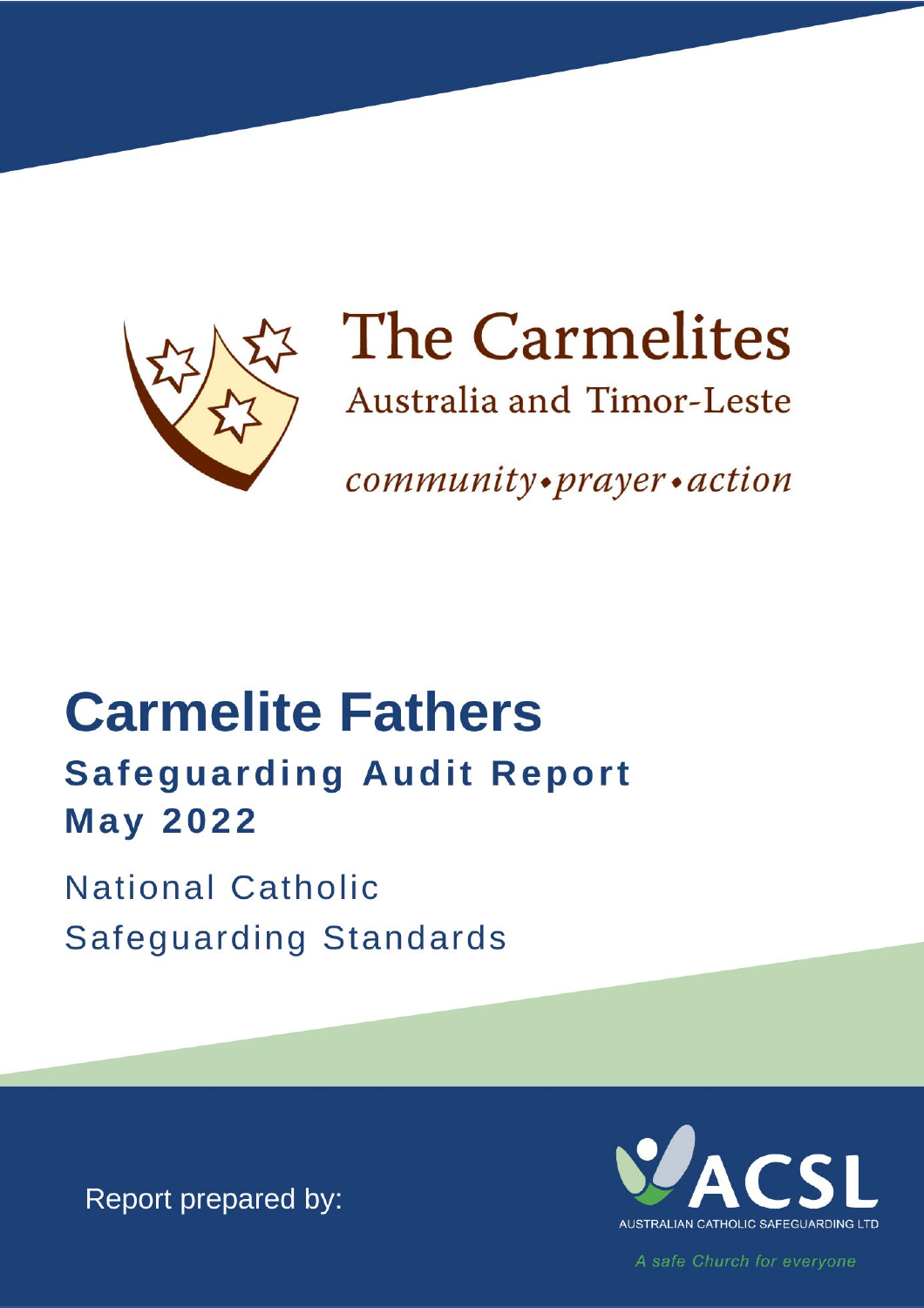The Carmelites

Australia and Timor-Leste

*community•prayer•action*

# Carmelite Fathers

## Safeguarding Audit Report

## May 2022

National Catholic Safeguarding Standards

Report prepared by:

ACSL

AUSTRALIAN CATHOLIC SAFEGUARDING LTD

*A safe Church for everyone*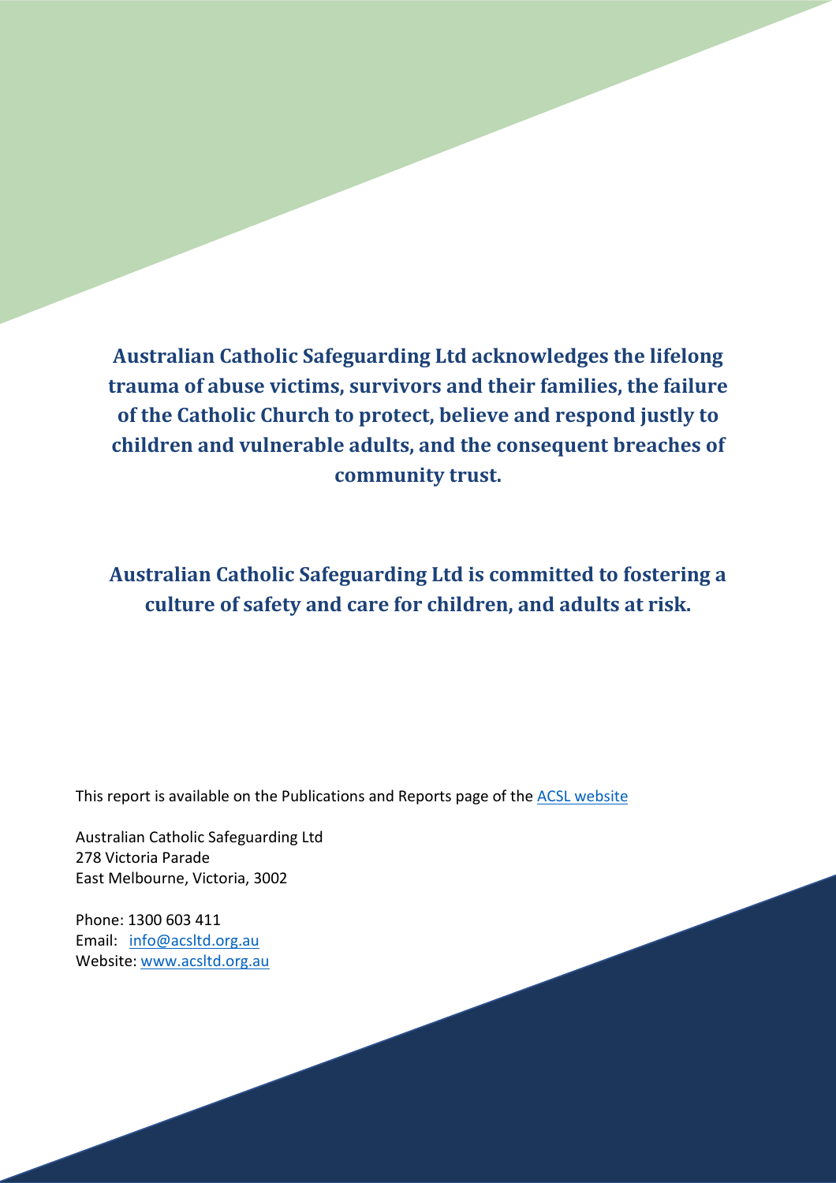**Australian Catholic Safeguarding Ltd acknowledges the lifelong trauma of abuse victims, survivors and their families, the failure of the Catholic Church to protect, believe and respond justly to children and vulnerable adults, and the consequent breaches of community trust.**

**Australian Catholic Safeguarding Ltd is committed to fostering a culture of safety and care for children, and adults at risk.**

This report is available on the Publications and Reports page of the [ACSL website]()

Australian Catholic Safeguarding Ltd
278 Victoria Parade
East Melbourne, Victoria, 3002

Phone: 1300 603 411
Email: [info@acsltd.org.au](mailto:info@acsltd.org.au)
Website: [www.acsltd.org.au](http://www.acsltd.org.au)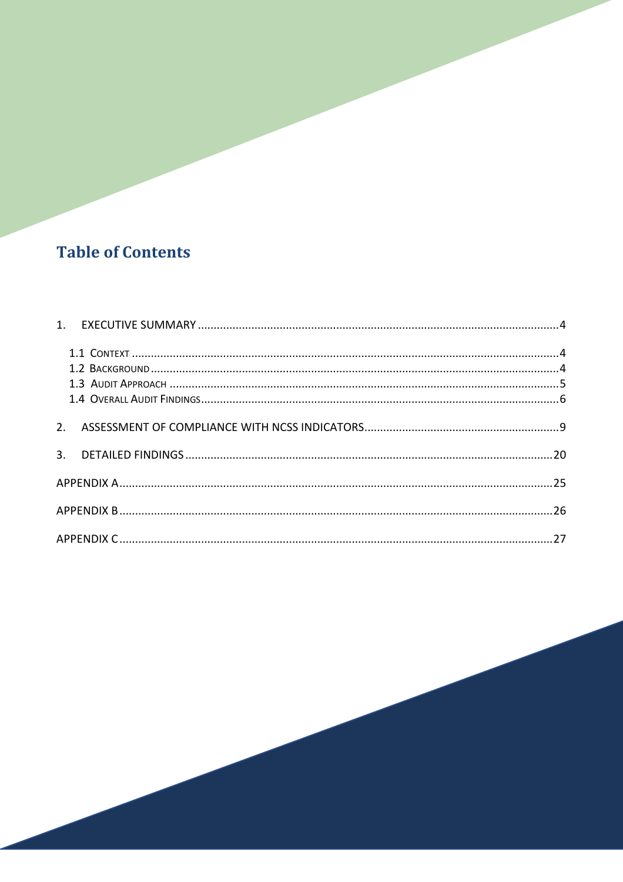# Table of Contents

1. EXECUTIVE SUMMARY .....4
   - 1.1 CONTEXT .....4
   - 1.2 BACKGROUND .....4
   - 1.3 AUDIT APPROACH .....5
   - 1.4 OVERALL AUDIT FINDINGS .....6
2. ASSESSMENT OF COMPLIANCE WITH NCSS INDICATORS .....9
3. DETAILED FINDINGS .....20

APPENDIX A .....25

APPENDIX B .....26

APPENDIX C .....27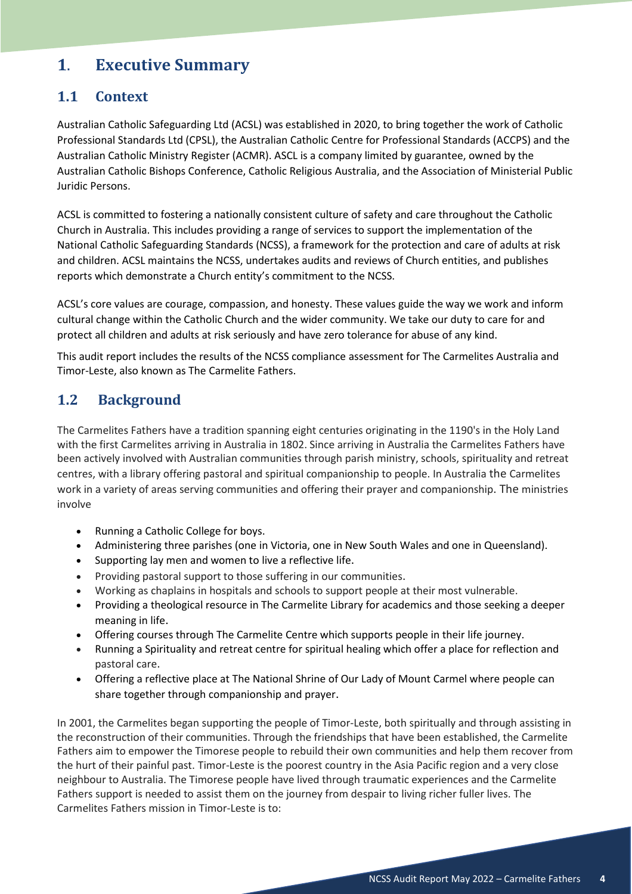# 1. Executive Summary

## 1.1 Context

Australian Catholic Safeguarding Ltd (ACSL) was established in 2020, to bring together the work of Catholic Professional Standards Ltd (CPSL), the Australian Catholic Centre for Professional Standards (ACCPS) and the Australian Catholic Ministry Register (ACMR). ASCL is a company limited by guarantee, owned by the Australian Catholic Bishops Conference, Catholic Religious Australia, and the Association of Ministerial Public Juridic Persons.

ACSL is committed to fostering a nationally consistent culture of safety and care throughout the Catholic Church in Australia. This includes providing a range of services to support the implementation of the National Catholic Safeguarding Standards (NCSS), a framework for the protection and care of adults at risk and children. ACSL maintains the NCSS, undertakes audits and reviews of Church entities, and publishes reports which demonstrate a Church entity's commitment to the NCSS.

ACSL's core values are courage, compassion, and honesty. These values guide the way we work and inform cultural change within the Catholic Church and the wider community. We take our duty to care for and protect all children and adults at risk seriously and have zero tolerance for abuse of any kind.

This audit report includes the results of the NCSS compliance assessment for The Carmelites Australia and Timor-Leste, also known as The Carmelite Fathers.

## 1.2 Background

The Carmelites Fathers have a tradition spanning eight centuries originating in the 1190's in the Holy Land with the first Carmelites arriving in Australia in 1802. Since arriving in Australia the Carmelites Fathers have been actively involved with Australian communities through parish ministry, schools, spirituality and retreat centres, with a library offering pastoral and spiritual companionship to people. In Australia the Carmelites work in a variety of areas serving communities and offering their prayer and companionship. The ministries involve

- Running a Catholic College for boys.
- Administering three parishes (one in Victoria, one in New South Wales and one in Queensland).
- Supporting lay men and women to live a reflective life.
- Providing pastoral support to those suffering in our communities.
- Working as chaplains in hospitals and schools to support people at their most vulnerable.
- Providing a theological resource in The Carmelite Library for academics and those seeking a deeper meaning in life.
- Offering courses through The Carmelite Centre which supports people in their life journey.
- Running a Spirituality and retreat centre for spiritual healing which offer a place for reflection and pastoral care.
- Offering a reflective place at The National Shrine of Our Lady of Mount Carmel where people can share together through companionship and prayer.

In 2001, the Carmelites began supporting the people of Timor-Leste, both spiritually and through assisting in the reconstruction of their communities. Through the friendships that have been established, the Carmelite Fathers aim to empower the Timorese people to rebuild their own communities and help them recover from the hurt of their painful past. Timor-Leste is the poorest country in the Asia Pacific region and a very close neighbour to Australia. The Timorese people have lived through traumatic experiences and the Carmelite Fathers support is needed to assist them on the journey from despair to living richer fuller lives. The Carmelites Fathers mission in Timor-Leste is to: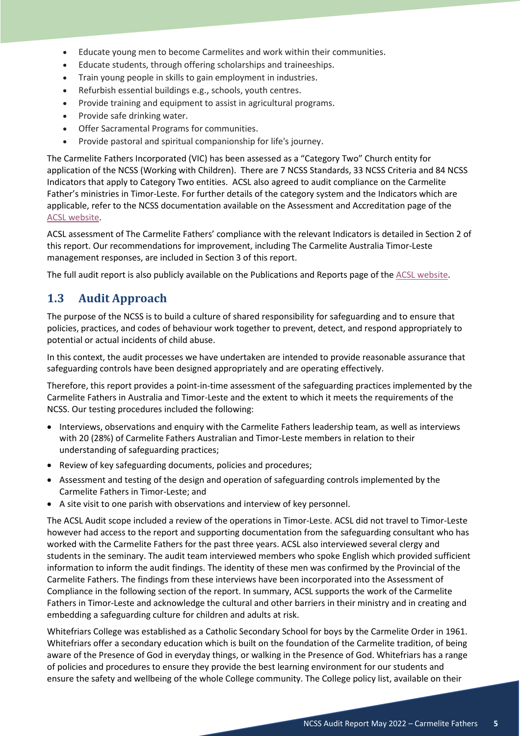- Educate young men to become Carmelites and work within their communities.
- Educate students, through offering scholarships and traineeships.
- Train young people in skills to gain employment in industries.
- Refurbish essential buildings e.g., schools, youth centres.
- Provide training and equipment to assist in agricultural programs.
- Provide safe drinking water.
- Offer Sacramental Programs for communities.
- Provide pastoral and spiritual companionship for life's journey.

The Carmelite Fathers Incorporated (VIC) has been assessed as a "Category Two" Church entity for application of the NCSS (Working with Children). There are 7 NCSS Standards, 33 NCSS Criteria and 84 NCSS Indicators that apply to Category Two entities. ACSL also agreed to audit compliance on the Carmelite Father's ministries in Timor-Leste. For further details of the category system and the Indicators which are applicable, refer to the NCSS documentation available on the Assessment and Accreditation page of the ACSL website.

ACSL assessment of The Carmelite Fathers' compliance with the relevant Indicators is detailed in Section 2 of this report. Our recommendations for improvement, including The Carmelite Australia Timor-Leste management responses, are included in Section 3 of this report.

The full audit report is also publicly available on the Publications and Reports page of the ACSL website.

## 1.3 Audit Approach

The purpose of the NCSS is to build a culture of shared responsibility for safeguarding and to ensure that policies, practices, and codes of behaviour work together to prevent, detect, and respond appropriately to potential or actual incidents of child abuse.

In this context, the audit processes we have undertaken are intended to provide reasonable assurance that safeguarding controls have been designed appropriately and are operating effectively.

Therefore, this report provides a point-in-time assessment of the safeguarding practices implemented by the Carmelite Fathers in Australia and Timor-Leste and the extent to which it meets the requirements of the NCSS. Our testing procedures included the following:

- Interviews, observations and enquiry with the Carmelite Fathers leadership team, as well as interviews with 20 (28%) of Carmelite Fathers Australian and Timor-Leste members in relation to their understanding of safeguarding practices;
- Review of key safeguarding documents, policies and procedures;
- Assessment and testing of the design and operation of safeguarding controls implemented by the Carmelite Fathers in Timor-Leste; and
- A site visit to one parish with observations and interview of key personnel.

The ACSL Audit scope included a review of the operations in Timor-Leste. ACSL did not travel to Timor-Leste however had access to the report and supporting documentation from the safeguarding consultant who has worked with the Carmelite Fathers for the past three years. ACSL also interviewed several clergy and students in the seminary. The audit team interviewed members who spoke English which provided sufficient information to inform the audit findings. The identity of these men was confirmed by the Provincial of the Carmelite Fathers. The findings from these interviews have been incorporated into the Assessment of Compliance in the following section of the report. In summary, ACSL supports the work of the Carmelite Fathers in Timor-Leste and acknowledge the cultural and other barriers in their ministry and in creating and embedding a safeguarding culture for children and adults at risk.

Whitefriars College was established as a Catholic Secondary School for boys by the Carmelite Order in 1961. Whitefriars offer a secondary education which is built on the foundation of the Carmelite tradition, of being aware of the Presence of God in everyday things, or walking in the Presence of God. Whitefriars has a range of policies and procedures to ensure they provide the best learning environment for our students and ensure the safety and wellbeing of the whole College community. The College policy list, available on their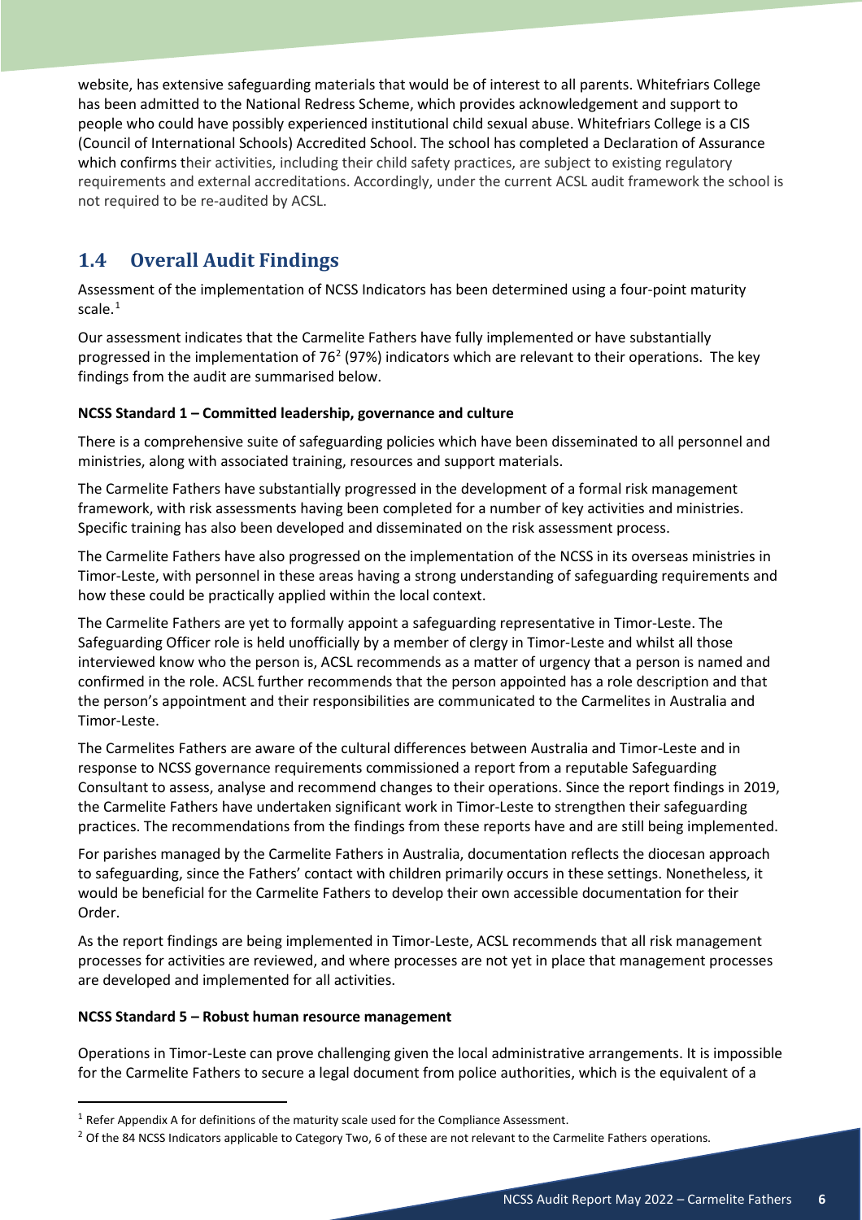website, has extensive safeguarding materials that would be of interest to all parents. Whitefriars College has been admitted to the National Redress Scheme, which provides acknowledgement and support to people who could have possibly experienced institutional child sexual abuse. Whitefriars College is a CIS (Council of International Schools) Accredited School. The school has completed a Declaration of Assurance which confirms their activities, including their child safety practices, are subject to existing regulatory requirements and external accreditations. Accordingly, under the current ACSL audit framework the school is not required to be re-audited by ACSL.

## 1.4 Overall Audit Findings

Assessment of the implementation of NCSS Indicators has been determined using a four-point maturity scale.[1]

Our assessment indicates that the Carmelite Fathers have fully implemented or have substantially progressed in the implementation of 76[2] (97%) indicators which are relevant to their operations. The key findings from the audit are summarised below.

**NCSS Standard 1 – Committed leadership, governance and culture**

There is a comprehensive suite of safeguarding policies which have been disseminated to all personnel and ministries, along with associated training, resources and support materials.

The Carmelite Fathers have substantially progressed in the development of a formal risk management framework, with risk assessments having been completed for a number of key activities and ministries. Specific training has also been developed and disseminated on the risk assessment process.

The Carmelite Fathers have also progressed on the implementation of the NCSS in its overseas ministries in Timor-Leste, with personnel in these areas having a strong understanding of safeguarding requirements and how these could be practically applied within the local context.

The Carmelite Fathers are yet to formally appoint a safeguarding representative in Timor-Leste. The Safeguarding Officer role is held unofficially by a member of clergy in Timor-Leste and whilst all those interviewed know who the person is, ACSL recommends as a matter of urgency that a person is named and confirmed in the role. ACSL further recommends that the person appointed has a role description and that the person's appointment and their responsibilities are communicated to the Carmelites in Australia and Timor-Leste.

The Carmelites Fathers are aware of the cultural differences between Australia and Timor-Leste and in response to NCSS governance requirements commissioned a report from a reputable Safeguarding Consultant to assess, analyse and recommend changes to their operations. Since the report findings in 2019, the Carmelite Fathers have undertaken significant work in Timor-Leste to strengthen their safeguarding practices. The recommendations from the findings from these reports have and are still being implemented.

For parishes managed by the Carmelite Fathers in Australia, documentation reflects the diocesan approach to safeguarding, since the Fathers' contact with children primarily occurs in these settings. Nonetheless, it would be beneficial for the Carmelite Fathers to develop their own accessible documentation for their Order.

As the report findings are being implemented in Timor-Leste, ACSL recommends that all risk management processes for activities are reviewed, and where processes are not yet in place that management processes are developed and implemented for all activities.

**NCSS Standard 5 – Robust human resource management**

Operations in Timor-Leste can prove challenging given the local administrative arrangements. It is impossible for the Carmelite Fathers to secure a legal document from police authorities, which is the equivalent of a

---

[1] Refer Appendix A for definitions of the maturity scale used for the Compliance Assessment.

[2] Of the 84 NCSS Indicators applicable to Category Two, 6 of these are not relevant to the Carmelite Fathers operations.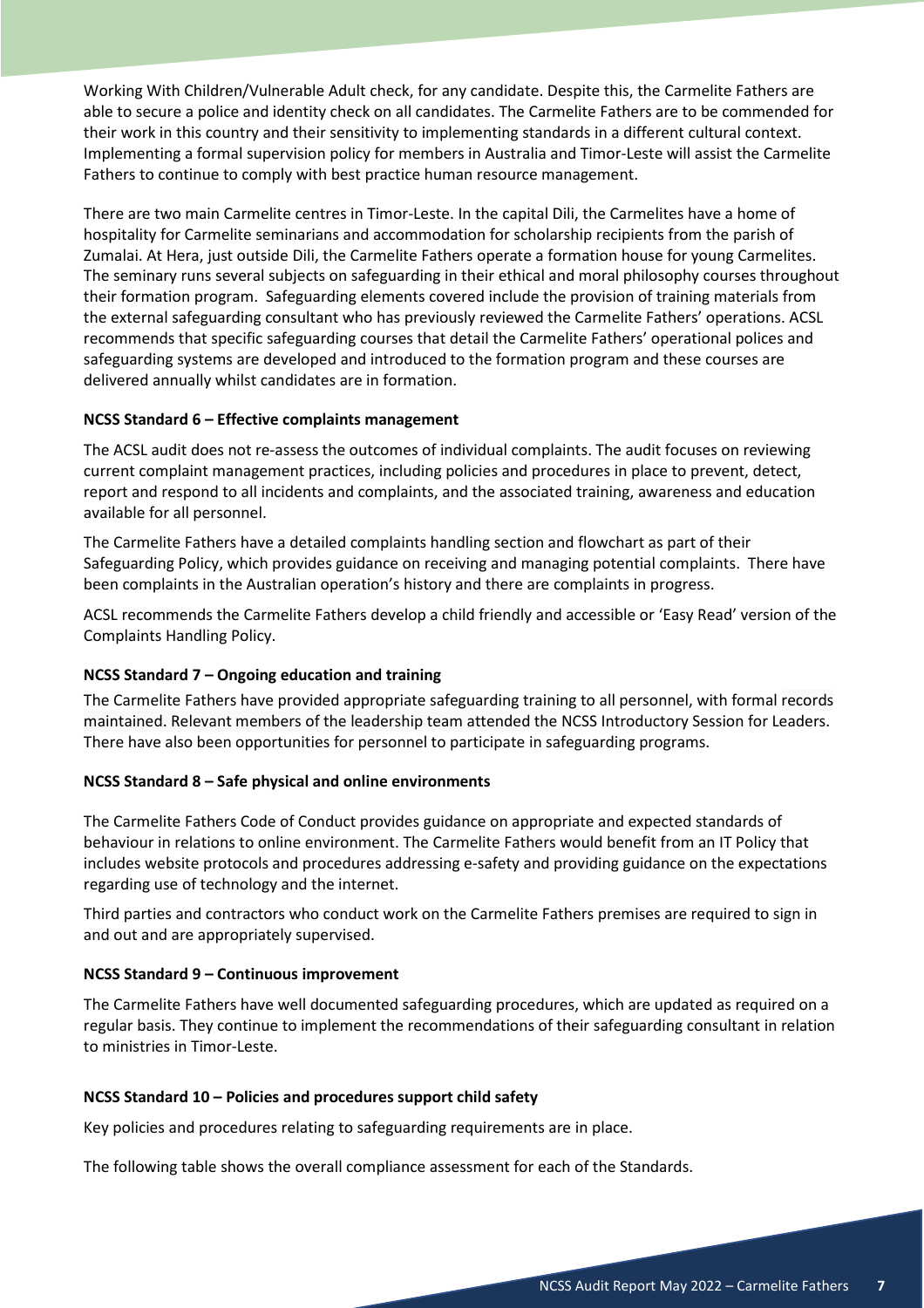Working With Children/Vulnerable Adult check, for any candidate. Despite this, the Carmelite Fathers are able to secure a police and identity check on all candidates. The Carmelite Fathers are to be commended for their work in this country and their sensitivity to implementing standards in a different cultural context. Implementing a formal supervision policy for members in Australia and Timor-Leste will assist the Carmelite Fathers to continue to comply with best practice human resource management.

There are two main Carmelite centres in Timor-Leste. In the capital Dili, the Carmelites have a home of hospitality for Carmelite seminarians and accommodation for scholarship recipients from the parish of Zumalai. At Hera, just outside Dili, the Carmelite Fathers operate a formation house for young Carmelites. The seminary runs several subjects on safeguarding in their ethical and moral philosophy courses throughout their formation program. Safeguarding elements covered include the provision of training materials from the external safeguarding consultant who has previously reviewed the Carmelite Fathers' operations. ACSL recommends that specific safeguarding courses that detail the Carmelite Fathers' operational polices and safeguarding systems are developed and introduced to the formation program and these courses are delivered annually whilst candidates are in formation.

**NCSS Standard 6 – Effective complaints management**

The ACSL audit does not re-assess the outcomes of individual complaints. The audit focuses on reviewing current complaint management practices, including policies and procedures in place to prevent, detect, report and respond to all incidents and complaints, and the associated training, awareness and education available for all personnel.

The Carmelite Fathers have a detailed complaints handling section and flowchart as part of their Safeguarding Policy, which provides guidance on receiving and managing potential complaints. There have been complaints in the Australian operation's history and there are complaints in progress.

ACSL recommends the Carmelite Fathers develop a child friendly and accessible or 'Easy Read' version of the Complaints Handling Policy.

**NCSS Standard 7 – Ongoing education and training**

The Carmelite Fathers have provided appropriate safeguarding training to all personnel, with formal records maintained. Relevant members of the leadership team attended the NCSS Introductory Session for Leaders. There have also been opportunities for personnel to participate in safeguarding programs.

**NCSS Standard 8 – Safe physical and online environments**

The Carmelite Fathers Code of Conduct provides guidance on appropriate and expected standards of behaviour in relations to online environment. The Carmelite Fathers would benefit from an IT Policy that includes website protocols and procedures addressing e-safety and providing guidance on the expectations regarding use of technology and the internet.

Third parties and contractors who conduct work on the Carmelite Fathers premises are required to sign in and out and are appropriately supervised.

**NCSS Standard 9 – Continuous improvement**

The Carmelite Fathers have well documented safeguarding procedures, which are updated as required on a regular basis. They continue to implement the recommendations of their safeguarding consultant in relation to ministries in Timor-Leste.

**NCSS Standard 10 – Policies and procedures support child safety**

Key policies and procedures relating to safeguarding requirements are in place.

The following table shows the overall compliance assessment for each of the Standards.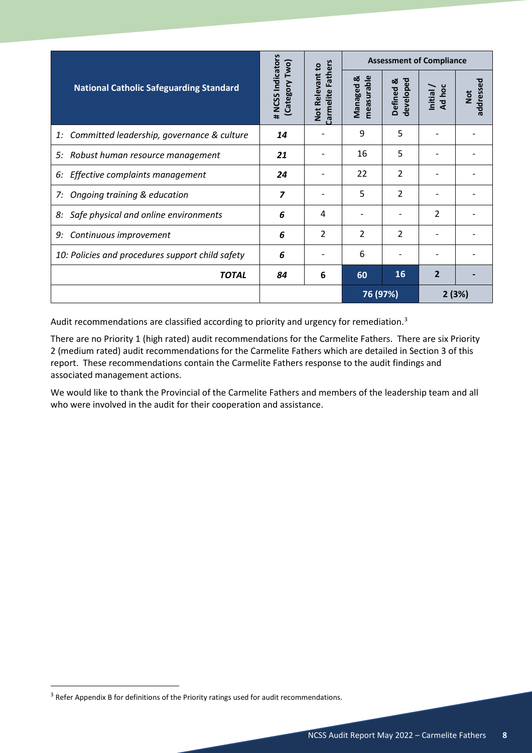| National Catholic Safeguarding Standard | # NCSS Indicators (Category Two) | Not Relevant to Carmelite Fathers | Assessment of Compliance | | | |
|---|---|---|---|---|---|---|
| | | | Managed & measurable | Defined & developed | Initial / Ad hoc | Not addressed |
| *1: Committed leadership, governance & culture* | ***14*** | - | 9 | 5 | - | - |
| *5: Robust human resource management* | ***21*** | - | 16 | 5 | - | - |
| *6: Effective complaints management* | ***24*** | - | 22 | 2 | - | - |
| *7: Ongoing training & education* | ***7*** | - | 5 | 2 | - | - |
| *8: Safe physical and online environments* | ***6*** | 4 | - | - | 2 | - |
| *9: Continuous improvement* | ***6*** | 2 | 2 | 2 | - | - |
| *10: Policies and procedures support child safety* | ***6*** | - | 6 | - | - | - |
| ***TOTAL*** | ***84*** | **6** | **60** | **16** | **2** | **-** |
| | | | **76 (97%)** | | **2 (3%)** | |

Audit recommendations are classified according to priority and urgency for remediation.[3]

There are no Priority 1 (high rated) audit recommendations for the Carmelite Fathers. There are six Priority 2 (medium rated) audit recommendations for the Carmelite Fathers which are detailed in Section 3 of this report. These recommendations contain the Carmelite Fathers response to the audit findings and associated management actions.

We would like to thank the Provincial of the Carmelite Fathers and members of the leadership team and all who were involved in the audit for their cooperation and assistance.

[3] Refer Appendix B for definitions of the Priority ratings used for audit recommendations.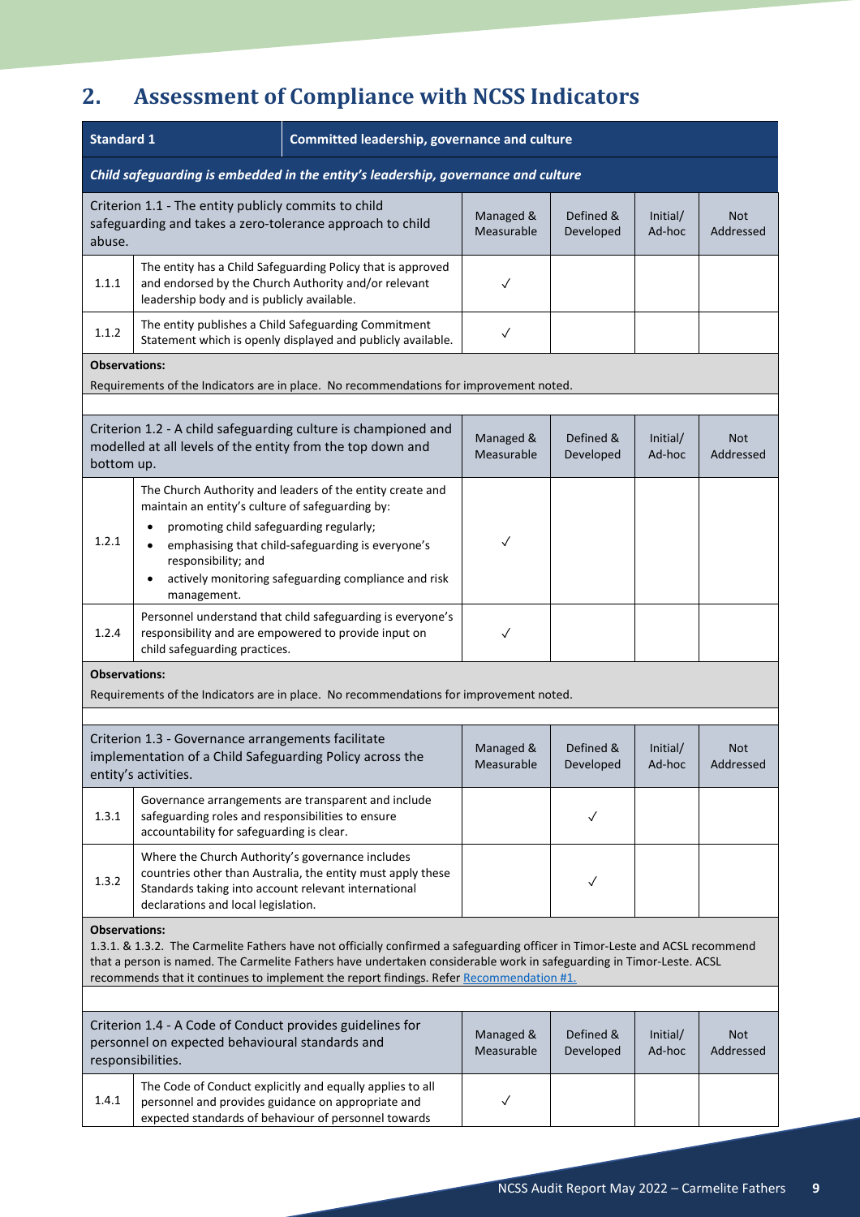## 2. Assessment of Compliance with NCSS Indicators

| Standard 1 | Committed leadership, governance and culture | | | | |
|---|---|---|---|---|---|
| *Child safeguarding is embedded in the entity's leadership, governance and culture* | | | | | |
| Criterion 1.1 - The entity publicly commits to child safeguarding and takes a zero-tolerance approach to child abuse. | | Managed & Measurable | Defined & Developed | Initial/ Ad-hoc | Not Addressed |
| 1.1.1 | The entity has a Child Safeguarding Policy that is approved and endorsed by the Church Authority and/or relevant leadership body and is publicly available. | ✓ | | | |
| 1.1.2 | The entity publishes a Child Safeguarding Commitment Statement which is openly displayed and publicly available. | ✓ | | | |
| **Observations:** Requirements of the Indicators are in place. No recommendations for improvement noted. | | | | | |
| Criterion 1.2 - A child safeguarding culture is championed and modelled at all levels of the entity from the top down and bottom up. | | Managed & Measurable | Defined & Developed | Initial/ Ad-hoc | Not Addressed |
| 1.2.1 | The Church Authority and leaders of the entity create and maintain an entity's culture of safeguarding by: • promoting child safeguarding regularly; • emphasising that child-safeguarding is everyone's responsibility; and • actively monitoring safeguarding compliance and risk management. | ✓ | | | |
| 1.2.4 | Personnel understand that child safeguarding is everyone's responsibility and are empowered to provide input on child safeguarding practices. | ✓ | | | |
| **Observations:** Requirements of the Indicators are in place. No recommendations for improvement noted. | | | | | |
| Criterion 1.3 - Governance arrangements facilitate implementation of a Child Safeguarding Policy across the entity's activities. | | Managed & Measurable | Defined & Developed | Initial/ Ad-hoc | Not Addressed |
| 1.3.1 | Governance arrangements are transparent and include safeguarding roles and responsibilities to ensure accountability for safeguarding is clear. | | ✓ | | |
| 1.3.2 | Where the Church Authority's governance includes countries other than Australia, the entity must apply these Standards taking into account relevant international declarations and local legislation. | | ✓ | | |
| **Observations:** 1.3.1. & 1.3.2. The Carmelite Fathers have not officially confirmed a safeguarding officer in Timor-Leste and ACSL recommend that a person is named. The Carmelite Fathers have undertaken considerable work in safeguarding in Timor-Leste. ACSL recommends that it continues to implement the report findings. Refer Recommendation #1. | | | | | |
| Criterion 1.4 - A Code of Conduct provides guidelines for personnel on expected behavioural standards and responsibilities. | | Managed & Measurable | Defined & Developed | Initial/ Ad-hoc | Not Addressed |
| 1.4.1 | The Code of Conduct explicitly and equally applies to all personnel and provides guidance on appropriate and expected standards of behaviour of personnel towards | ✓ | | | |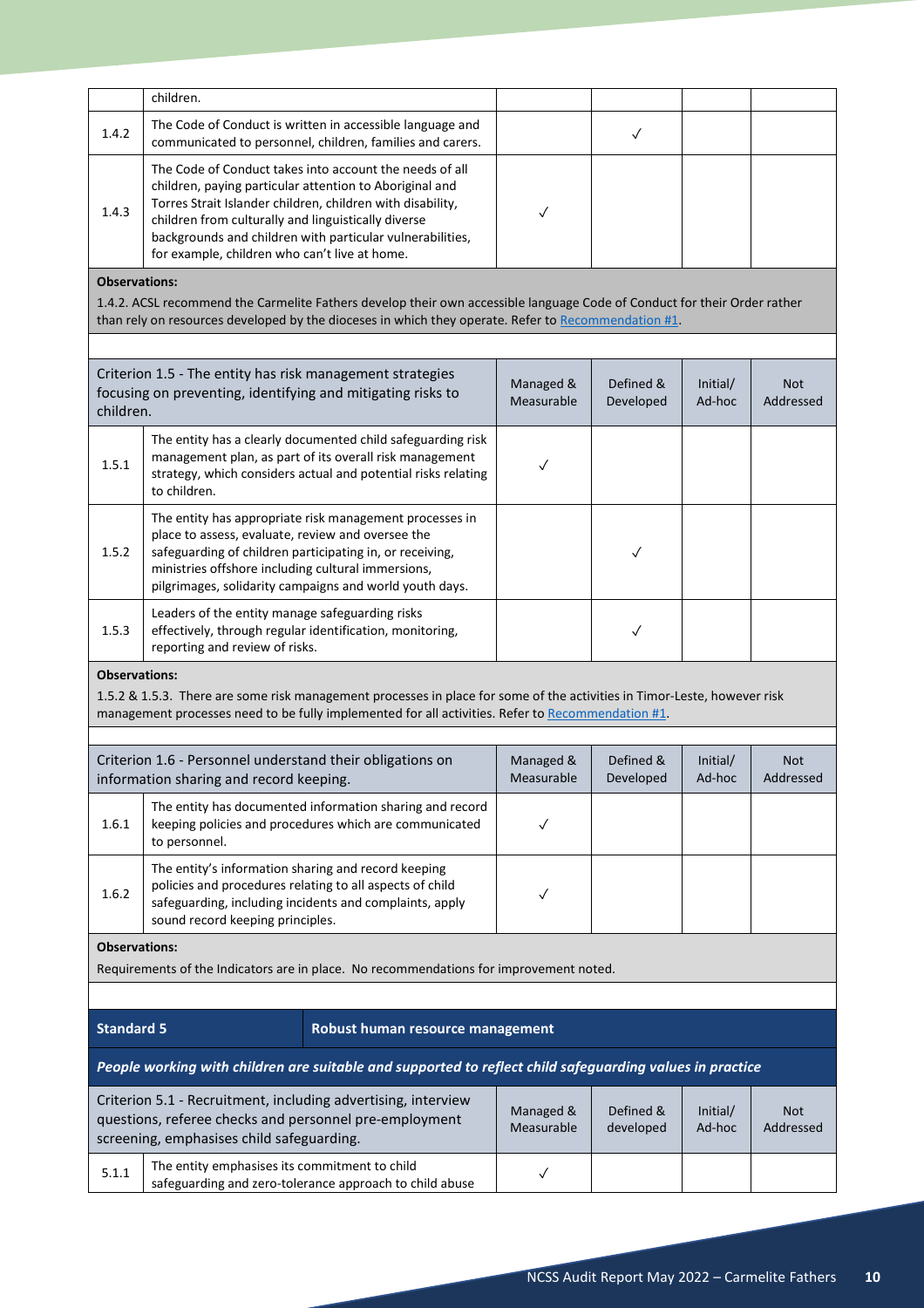| | children. | | | | |
|---|---|---|---|---|---|
| 1.4.2 | The Code of Conduct is written in accessible language and communicated to personnel, children, families and carers. | | ✓ | | |
| 1.4.3 | The Code of Conduct takes into account the needs of all children, paying particular attention to Aboriginal and Torres Strait Islander children, children with disability, children from culturally and linguistically diverse backgrounds and children with particular vulnerabilities, for example, children who can't live at home. | ✓ | | | |

**Observations:**

1.4.2. ACSL recommend the Carmelite Fathers develop their own accessible language Code of Conduct for their Order rather than rely on resources developed by the dioceses in which they operate. Refer to Recommendation #1.

| Criterion 1.5 - The entity has risk management strategies focusing on preventing, identifying and mitigating risks to children. | | Managed & Measurable | Defined & Developed | Initial/ Ad-hoc | Not Addressed |
|---|---|---|---|---|---|
| 1.5.1 | The entity has a clearly documented child safeguarding risk management plan, as part of its overall risk management strategy, which considers actual and potential risks relating to children. | ✓ | | | |
| 1.5.2 | The entity has appropriate risk management processes in place to assess, evaluate, review and oversee the safeguarding of children participating in, or receiving, ministries offshore including cultural immersions, pilgrimages, solidarity campaigns and world youth days. | | ✓ | | |
| 1.5.3 | Leaders of the entity manage safeguarding risks effectively, through regular identification, monitoring, reporting and review of risks. | | ✓ | | |

**Observations:**

1.5.2 & 1.5.3. There are some risk management processes in place for some of the activities in Timor-Leste, however risk management processes need to be fully implemented for all activities. Refer to Recommendation #1.

| Criterion 1.6 - Personnel understand their obligations on information sharing and record keeping. | | Managed & Measurable | Defined & Developed | Initial/ Ad-hoc | Not Addressed |
|---|---|---|---|---|---|
| 1.6.1 | The entity has documented information sharing and record keeping policies and procedures which are communicated to personnel. | ✓ | | | |
| 1.6.2 | The entity's information sharing and record keeping policies and procedures relating to all aspects of child safeguarding, including incidents and complaints, apply sound record keeping principles. | ✓ | | | |

**Observations:**

Requirements of the Indicators are in place. No recommendations for improvement noted.

## Standard 5 Robust human resource management

***People working with children are suitable and supported to reflect child safeguarding values in practice***

| Criterion 5.1 - Recruitment, including advertising, interview questions, referee checks and personnel pre-employment screening, emphasises child safeguarding. | | Managed & Measurable | Defined & developed | Initial/ Ad-hoc | Not Addressed |
|---|---|---|---|---|---|
| 5.1.1 | The entity emphasises its commitment to child safeguarding and zero-tolerance approach to child abuse | ✓ | | | |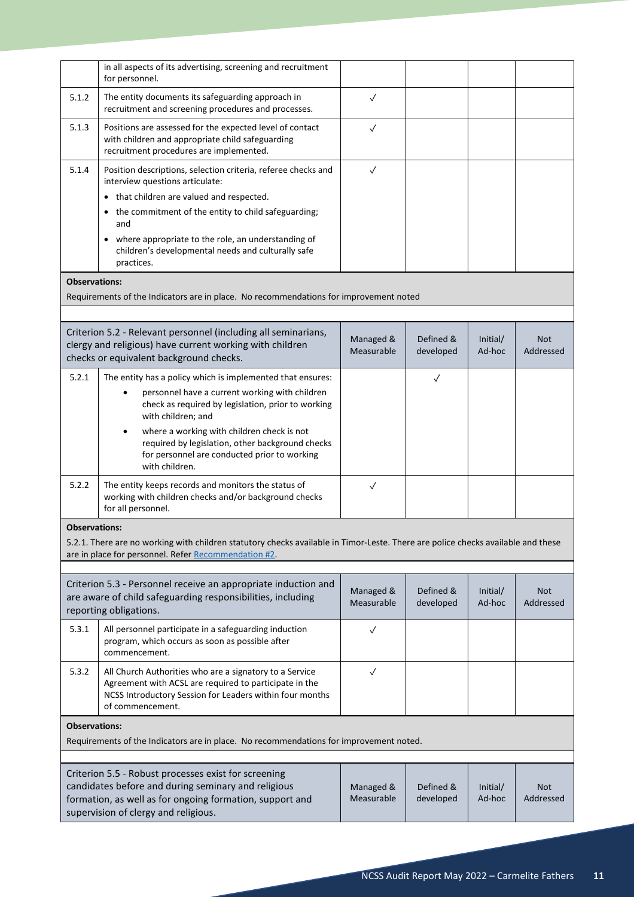|  | in all aspects of its advertising, screening and recruitment for personnel. |  |  |  |  |
|---|---|---|---|---|---|
| 5.1.2 | The entity documents its safeguarding approach in recruitment and screening procedures and processes. | ✓ |  |  |  |
| 5.1.3 | Positions are assessed for the expected level of contact with children and appropriate child safeguarding recruitment procedures are implemented. | ✓ |  |  |  |
| 5.1.4 | Position descriptions, selection criteria, referee checks and interview questions articulate: <br>• that children are valued and respected. <br>• the commitment of the entity to child safeguarding; and <br>• where appropriate to the role, an understanding of children's developmental needs and culturally safe practices. | ✓ |  |  |  |

**Observations:**

Requirements of the Indicators are in place. No recommendations for improvement noted

| Criterion 5.2 - Relevant personnel (including all seminarians, clergy and religious) have current working with children checks or equivalent background checks. |  | Managed & Measurable | Defined & developed | Initial/ Ad-hoc | Not Addressed |
|---|---|---|---|---|---|
| 5.2.1 | The entity has a policy which is implemented that ensures: <br>• personnel have a current working with children check as required by legislation, prior to working with children; and <br>• where a working with children check is not required by legislation, other background checks for personnel are conducted prior to working with children. |  | ✓ |  |  |
| 5.2.2 | The entity keeps records and monitors the status of working with children checks and/or background checks for all personnel. | ✓ |  |  |  |

**Observations:**

5.2.1. There are no working with children statutory checks available in Timor-Leste. There are police checks available and these are in place for personnel. Refer Recommendation #2.

| Criterion 5.3 - Personnel receive an appropriate induction and are aware of child safeguarding responsibilities, including reporting obligations. |  | Managed & Measurable | Defined & developed | Initial/ Ad-hoc | Not Addressed |
|---|---|---|---|---|---|
| 5.3.1 | All personnel participate in a safeguarding induction program, which occurs as soon as possible after commencement. | ✓ |  |  |  |
| 5.3.2 | All Church Authorities who are a signatory to a Service Agreement with ACSL are required to participate in the NCSS Introductory Session for Leaders within four months of commencement. | ✓ |  |  |  |

**Observations:**

Requirements of the Indicators are in place. No recommendations for improvement noted.

| Criterion 5.5 - Robust processes exist for screening candidates before and during seminary and religious formation, as well as for ongoing formation, support and supervision of clergy and religious. | Managed & Measurable | Defined & developed | Initial/ Ad-hoc | Not Addressed |
|---|---|---|---|---|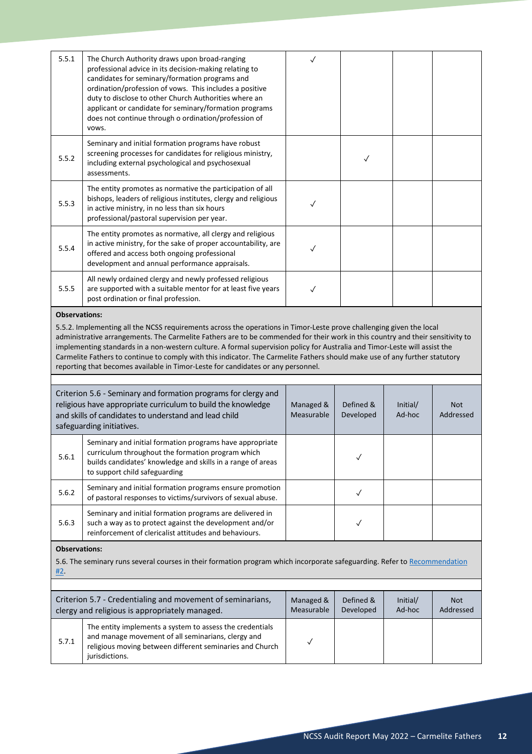| | | | | | |
|---|---|---|---|---|---|
| 5.5.1 | The Church Authority draws upon broad-ranging professional advice in its decision-making relating to candidates for seminary/formation programs and ordination/profession of vows. This includes a positive duty to disclose to other Church Authorities where an applicant or candidate for seminary/formation programs does not continue through o ordination/profession of vows. | ✓ | | | |
| 5.5.2 | Seminary and initial formation programs have robust screening processes for candidates for religious ministry, including external psychological and psychosexual assessments. | | ✓ | | |
| 5.5.3 | The entity promotes as normative the participation of all bishops, leaders of religious institutes, clergy and religious in active ministry, in no less than six hours professional/pastoral supervision per year. | ✓ | | | |
| 5.5.4 | The entity promotes as normative, all clergy and religious in active ministry, for the sake of proper accountability, are offered and access both ongoing professional development and annual performance appraisals. | ✓ | | | |
| 5.5.5 | All newly ordained clergy and newly professed religious are supported with a suitable mentor for at least five years post ordination or final profession. | ✓ | | | |

**Observations:**

5.5.2. Implementing all the NCSS requirements across the operations in Timor-Leste prove challenging given the local administrative arrangements. The Carmelite Fathers are to be commended for their work in this country and their sensitivity to implementing standards in a non-western culture. A formal supervision policy for Australia and Timor-Leste will assist the Carmelite Fathers to continue to comply with this indicator. The Carmelite Fathers should make use of any further statutory reporting that becomes available in Timor-Leste for candidates or any personnel.

| Criterion 5.6 - Seminary and formation programs for clergy and religious have appropriate curriculum to build the knowledge and skills of candidates to understand and lead child safeguarding initiatives. | | Managed & Measurable | Defined & Developed | Initial/ Ad-hoc | Not Addressed |
|---|---|---|---|---|---|
| 5.6.1 | Seminary and initial formation programs have appropriate curriculum throughout the formation program which builds candidates' knowledge and skills in a range of areas to support child safeguarding | | ✓ | | |
| 5.6.2 | Seminary and initial formation programs ensure promotion of pastoral responses to victims/survivors of sexual abuse. | | ✓ | | |
| 5.6.3 | Seminary and initial formation programs are delivered in such a way as to protect against the development and/or reinforcement of clericalist attitudes and behaviours. | | ✓ | | |

**Observations:**

5.6. The seminary runs several courses in their formation program which incorporate safeguarding. Refer to Recommendation #2.

| Criterion 5.7 - Credentialing and movement of seminarians, clergy and religious is appropriately managed. | | Managed & Measurable | Defined & Developed | Initial/ Ad-hoc | Not Addressed |
|---|---|---|---|---|---|
| 5.7.1 | The entity implements a system to assess the credentials and manage movement of all seminarians, clergy and religious moving between different seminaries and Church jurisdictions. | ✓ | | | |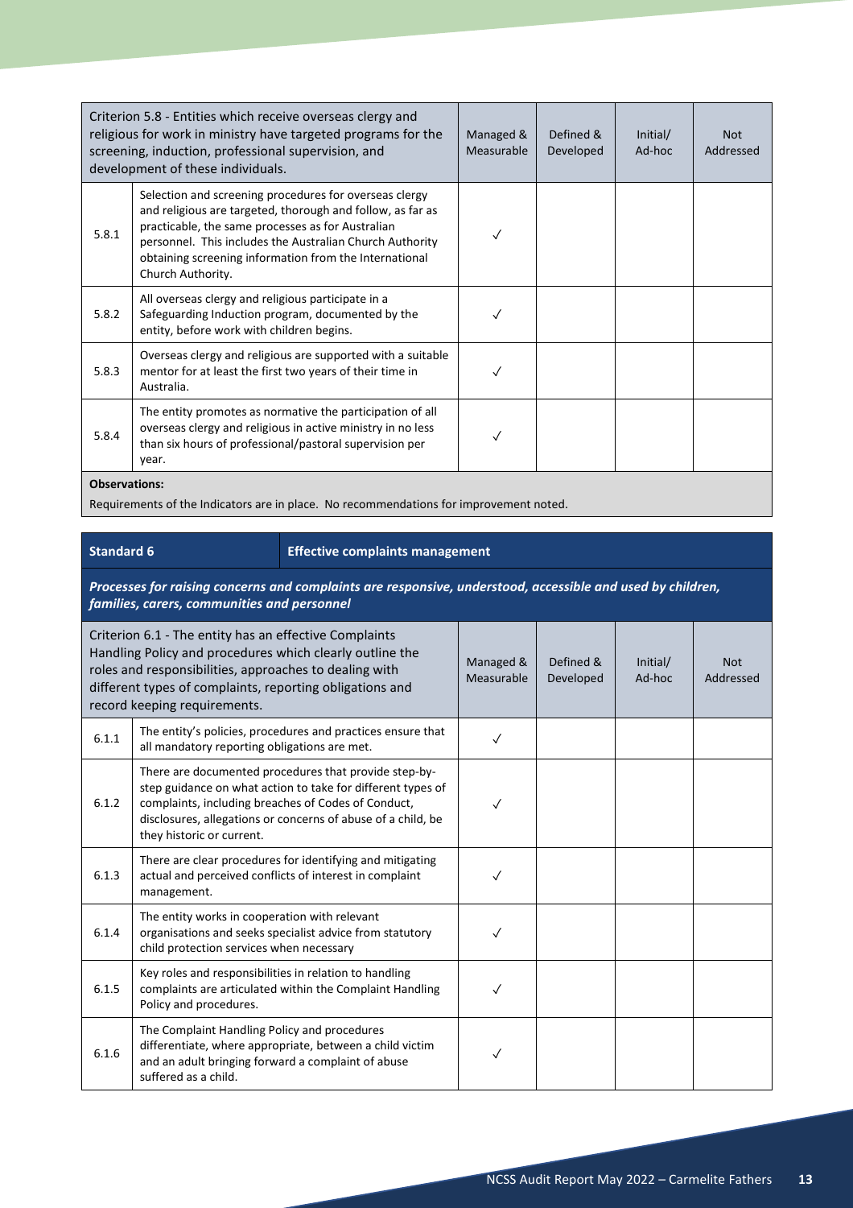| Criterion 5.8 - Entities which receive overseas clergy and religious for work in ministry have targeted programs for the screening, induction, professional supervision, and development of these individuals. | | Managed & Measurable | Defined & Developed | Initial/ Ad-hoc | Not Addressed |
|---|---|---|---|---|---|
| 5.8.1 | Selection and screening procedures for overseas clergy and religious are targeted, thorough and follow, as far as practicable, the same processes as for Australian personnel. This includes the Australian Church Authority obtaining screening information from the International Church Authority. | ✓ | | | |
| 5.8.2 | All overseas clergy and religious participate in a Safeguarding Induction program, documented by the entity, before work with children begins. | ✓ | | | |
| 5.8.3 | Overseas clergy and religious are supported with a suitable mentor for at least the first two years of their time in Australia. | ✓ | | | |
| 5.8.4 | The entity promotes as normative the participation of all overseas clergy and religious in active ministry in no less than six hours of professional/pastoral supervision per year. | ✓ | | | |

**Observations:**

Requirements of the Indicators are in place. No recommendations for improvement noted.

| **Standard 6** | **Effective complaints management** |
|---|---|

***Processes for raising concerns and complaints are responsive, understood, accessible and used by children, families, carers, communities and personnel***

| Criterion 6.1 - The entity has an effective Complaints Handling Policy and procedures which clearly outline the roles and responsibilities, approaches to dealing with different types of complaints, reporting obligations and record keeping requirements. | | Managed & Measurable | Defined & Developed | Initial/ Ad-hoc | Not Addressed |
|---|---|---|---|---|---|
| 6.1.1 | The entity's policies, procedures and practices ensure that all mandatory reporting obligations are met. | ✓ | | | |
| 6.1.2 | There are documented procedures that provide step-by-step guidance on what action to take for different types of complaints, including breaches of Codes of Conduct, disclosures, allegations or concerns of abuse of a child, be they historic or current. | ✓ | | | |
| 6.1.3 | There are clear procedures for identifying and mitigating actual and perceived conflicts of interest in complaint management. | ✓ | | | |
| 6.1.4 | The entity works in cooperation with relevant organisations and seeks specialist advice from statutory child protection services when necessary | ✓ | | | |
| 6.1.5 | Key roles and responsibilities in relation to handling complaints are articulated within the Complaint Handling Policy and procedures. | ✓ | | | |
| 6.1.6 | The Complaint Handling Policy and procedures differentiate, where appropriate, between a child victim and an adult bringing forward a complaint of abuse suffered as a child. | ✓ | | | |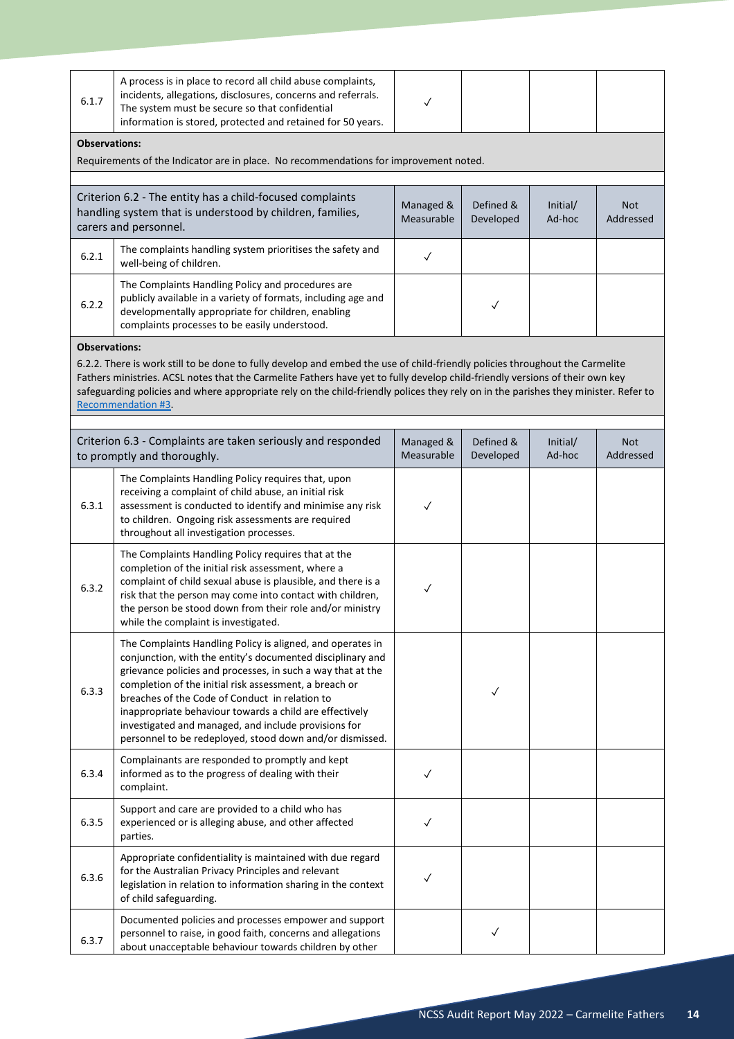| | | | | | |
|---|---|---|---|---|---|
| 6.1.7 | A process is in place to record all child abuse complaints, incidents, allegations, disclosures, concerns and referrals. The system must be secure so that confidential information is stored, protected and retained for 50 years. | ✓ | | | |

**Observations:**

Requirements of the Indicator are in place. No recommendations for improvement noted.

| Criterion 6.2 - The entity has a child-focused complaints handling system that is understood by children, families, carers and personnel. | | Managed & Measurable | Defined & Developed | Initial/ Ad-hoc | Not Addressed |
|---|---|---|---|---|---|
| 6.2.1 | The complaints handling system prioritises the safety and well-being of children. | ✓ | | | |
| 6.2.2 | The Complaints Handling Policy and procedures are publicly available in a variety of formats, including age and developmentally appropriate for children, enabling complaints processes to be easily understood. | | ✓ | | |

**Observations:**

6.2.2. There is work still to be done to fully develop and embed the use of child-friendly policies throughout the Carmelite Fathers ministries. ACSL notes that the Carmelite Fathers have yet to fully develop child-friendly versions of their own key safeguarding policies and where appropriate rely on the child-friendly polices they rely on in the parishes they minister. Refer to Recommendation #3.

| Criterion 6.3 - Complaints are taken seriously and responded to promptly and thoroughly. | | Managed & Measurable | Defined & Developed | Initial/ Ad-hoc | Not Addressed |
|---|---|---|---|---|---|
| 6.3.1 | The Complaints Handling Policy requires that, upon receiving a complaint of child abuse, an initial risk assessment is conducted to identify and minimise any risk to children. Ongoing risk assessments are required throughout all investigation processes. | ✓ | | | |
| 6.3.2 | The Complaints Handling Policy requires that at the completion of the initial risk assessment, where a complaint of child sexual abuse is plausible, and there is a risk that the person may come into contact with children, the person be stood down from their role and/or ministry while the complaint is investigated. | ✓ | | | |
| 6.3.3 | The Complaints Handling Policy is aligned, and operates in conjunction, with the entity's documented disciplinary and grievance policies and processes, in such a way that at the completion of the initial risk assessment, a breach or breaches of the Code of Conduct in relation to inappropriate behaviour towards a child are effectively investigated and managed, and include provisions for personnel to be redeployed, stood down and/or dismissed. | | ✓ | | |
| 6.3.4 | Complainants are responded to promptly and kept informed as to the progress of dealing with their complaint. | ✓ | | | |
| 6.3.5 | Support and care are provided to a child who has experienced or is alleging abuse, and other affected parties. | ✓ | | | |
| 6.3.6 | Appropriate confidentiality is maintained with due regard for the Australian Privacy Principles and relevant legislation in relation to information sharing in the context of child safeguarding. | ✓ | | | |
| 6.3.7 | Documented policies and processes empower and support personnel to raise, in good faith, concerns and allegations about unacceptable behaviour towards children by other | | ✓ | | |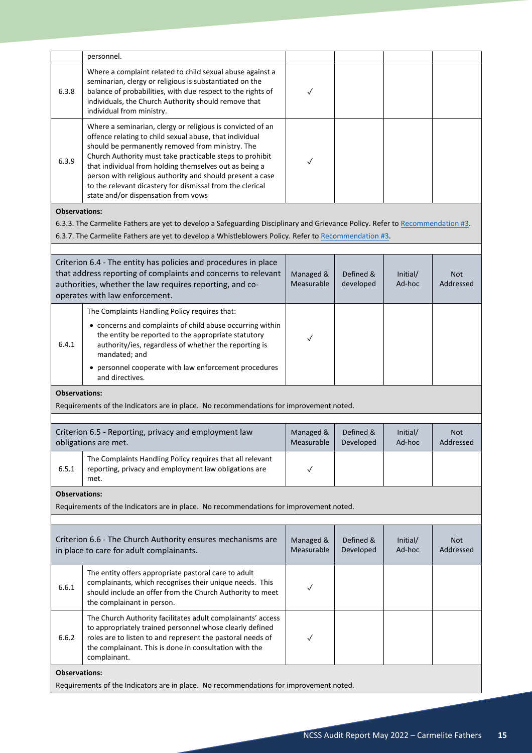| | personnel. | | | | |
|---|---|---|---|---|---|
| 6.3.8 | Where a complaint related to child sexual abuse against a seminarian, clergy or religious is substantiated on the balance of probabilities, with due respect to the rights of individuals, the Church Authority should remove that individual from ministry. | ✓ | | | |
| 6.3.9 | Where a seminarian, clergy or religious is convicted of an offence relating to child sexual abuse, that individual should be permanently removed from ministry. The Church Authority must take practicable steps to prohibit that individual from holding themselves out as being a person with religious authority and should present a case to the relevant dicastery for dismissal from the clerical state and/or dispensation from vows | ✓ | | | |

**Observations:**

6.3.3. The Carmelite Fathers are yet to develop a Safeguarding Disciplinary and Grievance Policy. Refer to Recommendation #3.

6.3.7. The Carmelite Fathers are yet to develop a Whistleblowers Policy. Refer to Recommendation #3.

| Criterion 6.4 - The entity has policies and procedures in place that address reporting of complaints and concerns to relevant authorities, whether the law requires reporting, and co-operates with law enforcement. | | Managed & Measurable | Defined & developed | Initial/ Ad-hoc | Not Addressed |
|---|---|---|---|---|---|
| 6.4.1 | The Complaints Handling Policy requires that:<br>• concerns and complaints of child abuse occurring within the entity be reported to the appropriate statutory authority/ies, regardless of whether the reporting is mandated; and<br>• personnel cooperate with law enforcement procedures and directives. | ✓ | | | |

**Observations:**

Requirements of the Indicators are in place. No recommendations for improvement noted.

| Criterion 6.5 - Reporting, privacy and employment law obligations are met. | | Managed & Measurable | Defined & Developed | Initial/ Ad-hoc | Not Addressed |
|---|---|---|---|---|---|
| 6.5.1 | The Complaints Handling Policy requires that all relevant reporting, privacy and employment law obligations are met. | ✓ | | | |

**Observations:**

Requirements of the Indicators are in place. No recommendations for improvement noted.

| Criterion 6.6 - The Church Authority ensures mechanisms are in place to care for adult complainants. | | Managed & Measurable | Defined & Developed | Initial/ Ad-hoc | Not Addressed |
|---|---|---|---|---|---|
| 6.6.1 | The entity offers appropriate pastoral care to adult complainants, which recognises their unique needs. This should include an offer from the Church Authority to meet the complainant in person. | ✓ | | | |
| 6.6.2 | The Church Authority facilitates adult complainants' access to appropriately trained personnel whose clearly defined roles are to listen to and represent the pastoral needs of the complainant. This is done in consultation with the complainant. | ✓ | | | |

**Observations:**

Requirements of the Indicators are in place. No recommendations for improvement noted.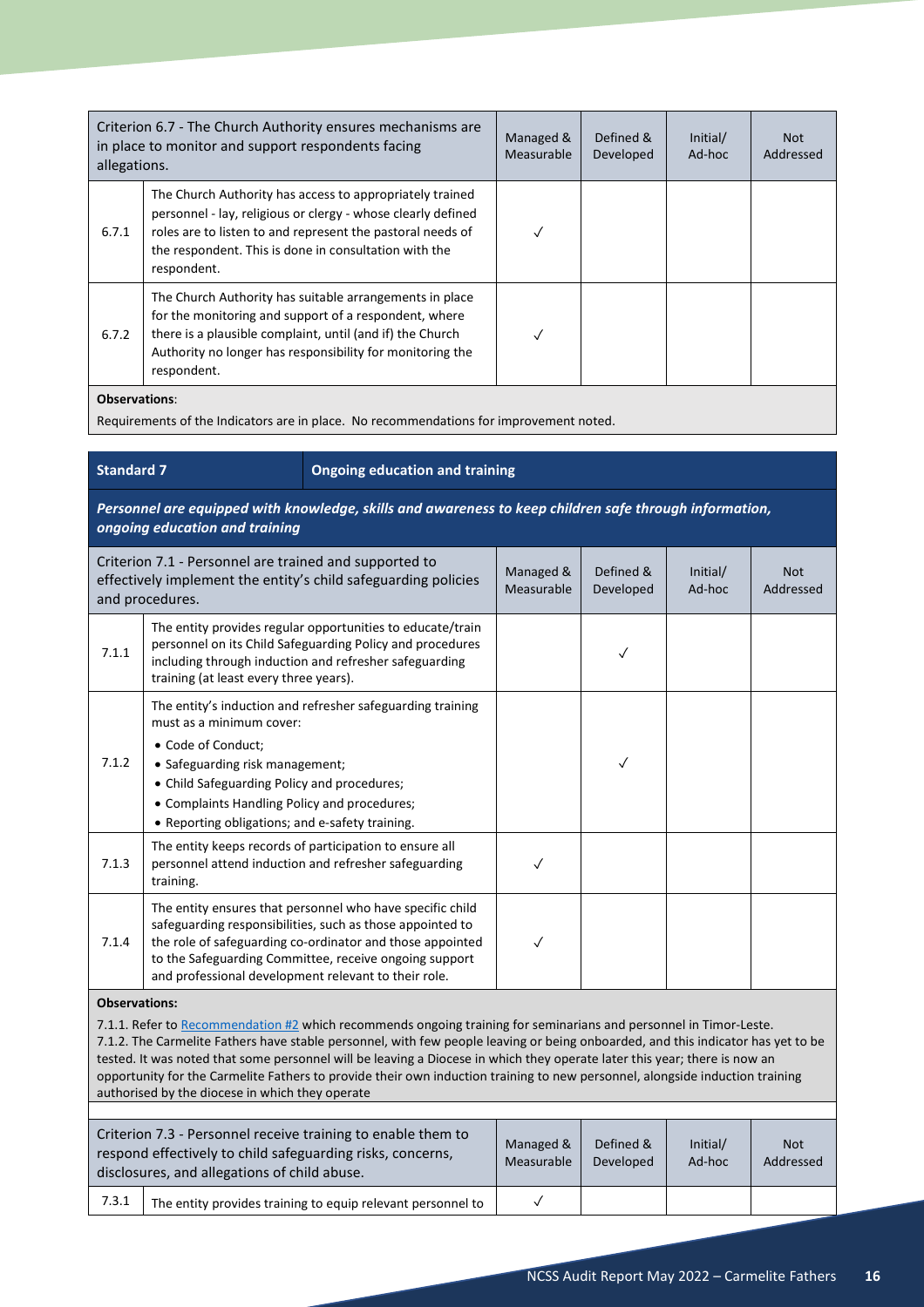| Criterion 6.7 - The Church Authority ensures mechanisms are in place to monitor and support respondents facing allegations. | | Managed & Measurable | Defined & Developed | Initial/ Ad-hoc | Not Addressed |
|---|---|---|---|---|---|
| 6.7.1 | The Church Authority has access to appropriately trained personnel - lay, religious or clergy - whose clearly defined roles are to listen to and represent the pastoral needs of the respondent. This is done in consultation with the respondent. | ✓ | | | |
| 6.7.2 | The Church Authority has suitable arrangements in place for the monitoring and support of a respondent, where there is a plausible complaint, until (and if) the Church Authority no longer has responsibility for monitoring the respondent. | ✓ | | | |

**Observations**:

Requirements of the Indicators are in place. No recommendations for improvement noted.

| **Standard 7** | **Ongoing education and training** |
|---|---|

***Personnel are equipped with knowledge, skills and awareness to keep children safe through information, ongoing education and training***

| Criterion 7.1 - Personnel are trained and supported to effectively implement the entity's child safeguarding policies and procedures. | | Managed & Measurable | Defined & Developed | Initial/ Ad-hoc | Not Addressed |
|---|---|---|---|---|---|
| 7.1.1 | The entity provides regular opportunities to educate/train personnel on its Child Safeguarding Policy and procedures including through induction and refresher safeguarding training (at least every three years). | | ✓ | | |
| 7.1.2 | The entity's induction and refresher safeguarding training must as a minimum cover: • Code of Conduct; • Safeguarding risk management; • Child Safeguarding Policy and procedures; • Complaints Handling Policy and procedures; • Reporting obligations; and e-safety training. | | ✓ | | |
| 7.1.3 | The entity keeps records of participation to ensure all personnel attend induction and refresher safeguarding training. | ✓ | | | |
| 7.1.4 | The entity ensures that personnel who have specific child safeguarding responsibilities, such as those appointed to the role of safeguarding co-ordinator and those appointed to the Safeguarding Committee, receive ongoing support and professional development relevant to their role. | ✓ | | | |

**Observations:**

7.1.1. Refer to Recommendation #2 which recommends ongoing training for seminarians and personnel in Timor-Leste.
7.1.2. The Carmelite Fathers have stable personnel, with few people leaving or being onboarded, and this indicator has yet to be tested. It was noted that some personnel will be leaving a Diocese in which they operate later this year; there is now an opportunity for the Carmelite Fathers to provide their own induction training to new personnel, alongside induction training authorised by the diocese in which they operate

| Criterion 7.3 - Personnel receive training to enable them to respond effectively to child safeguarding risks, concerns, disclosures, and allegations of child abuse. | | Managed & Measurable | Defined & Developed | Initial/ Ad-hoc | Not Addressed |
|---|---|---|---|---|---|
| 7.3.1 | The entity provides training to equip relevant personnel to | ✓ | | | |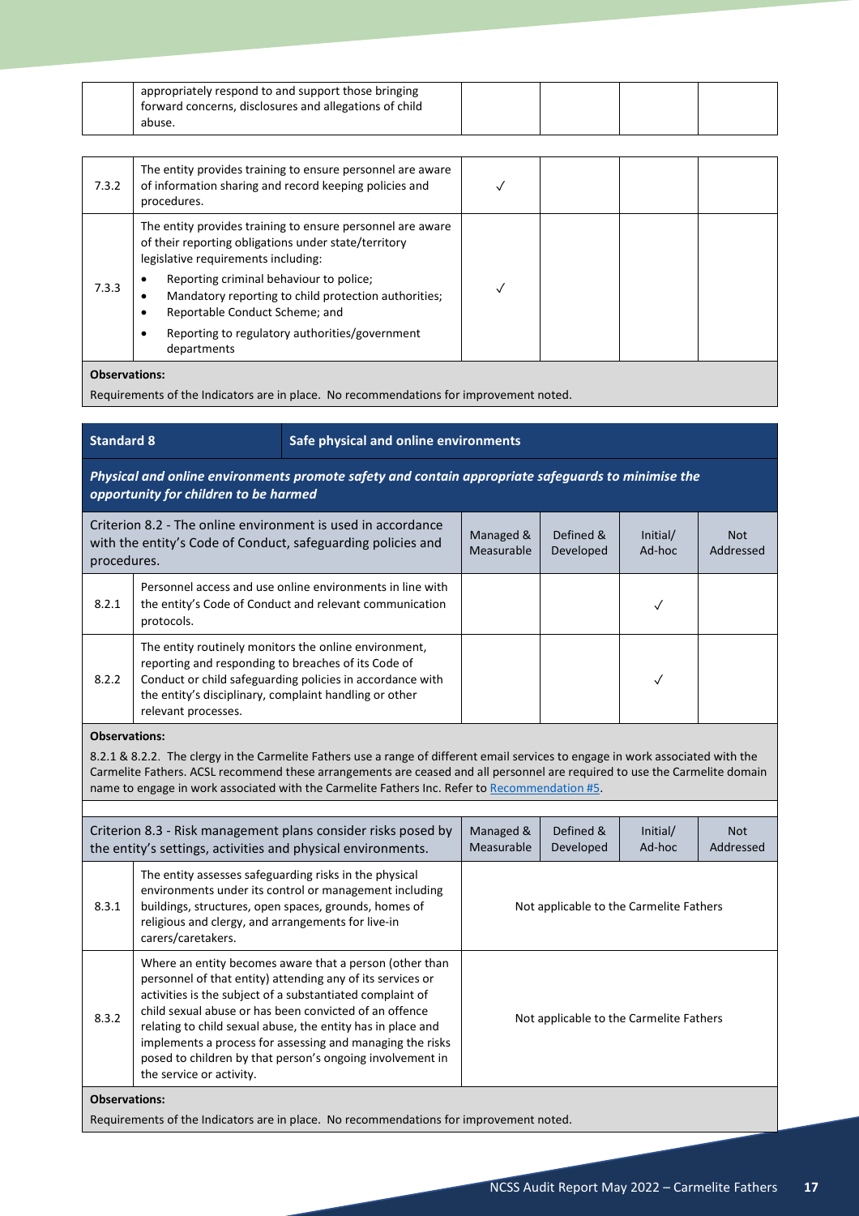| | appropriately respond to and support those bringing forward concerns, disclosures and allegations of child abuse. | | | | |
|---|---|---|---|---|---|

| | | | | | |
|---|---|---|---|---|---|
| 7.3.2 | The entity provides training to ensure personnel are aware of information sharing and record keeping policies and procedures. | ✓ | | | |
| 7.3.3 | The entity provides training to ensure personnel are aware of their reporting obligations under state/territory legislative requirements including:<br>• Reporting criminal behaviour to police;<br>• Mandatory reporting to child protection authorities;<br>• Reportable Conduct Scheme; and<br>• Reporting to regulatory authorities/government departments | ✓ | | | |

**Observations:**

Requirements of the Indicators are in place. No recommendations for improvement noted.

| **Standard 8** | **Safe physical and online environments** |
|---|---|

***Physical and online environments promote safety and contain appropriate safeguards to minimise the opportunity for children to be harmed***

| Criterion 8.2 - The online environment is used in accordance with the entity's Code of Conduct, safeguarding policies and procedures. | | Managed & Measurable | Defined & Developed | Initial/ Ad-hoc | Not Addressed |
|---|---|---|---|---|---|
| 8.2.1 | Personnel access and use online environments in line with the entity's Code of Conduct and relevant communication protocols. | | | ✓ | |
| 8.2.2 | The entity routinely monitors the online environment, reporting and responding to breaches of its Code of Conduct or child safeguarding policies in accordance with the entity's disciplinary, complaint handling or other relevant processes. | | | ✓ | |

**Observations:**

8.2.1 & 8.2.2. The clergy in the Carmelite Fathers use a range of different email services to engage in work associated with the Carmelite Fathers. ACSL recommend these arrangements are ceased and all personnel are required to use the Carmelite domain name to engage in work associated with the Carmelite Fathers Inc. Refer to Recommendation #5.

| Criterion 8.3 - Risk management plans consider risks posed by the entity's settings, activities and physical environments. | | Managed & Measurable | Defined & Developed | Initial/ Ad-hoc | Not Addressed |
|---|---|---|---|---|---|
| 8.3.1 | The entity assesses safeguarding risks in the physical environments under its control or management including buildings, structures, open spaces, grounds, homes of religious and clergy, and arrangements for live-in carers/caretakers. | Not applicable to the Carmelite Fathers | | | |
| 8.3.2 | Where an entity becomes aware that a person (other than personnel of that entity) attending any of its services or activities is the subject of a substantiated complaint of child sexual abuse or has been convicted of an offence relating to child sexual abuse, the entity has in place and implements a process for assessing and managing the risks posed to children by that person's ongoing involvement in the service or activity. | Not applicable to the Carmelite Fathers | | | |

**Observations:**

Requirements of the Indicators are in place. No recommendations for improvement noted.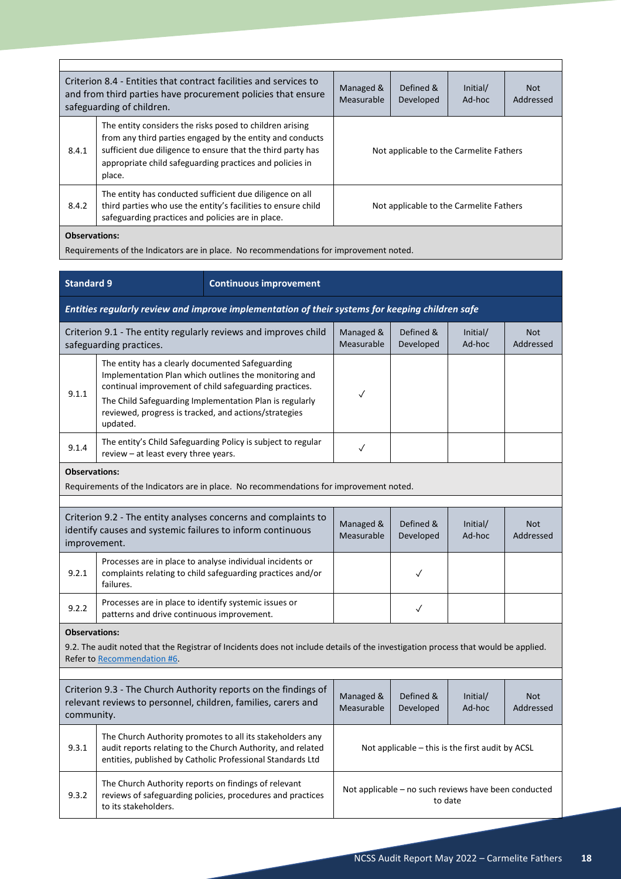| Criterion 8.4 - Entities that contract facilities and services to and from third parties have procurement policies that ensure safeguarding of children. | | Managed & Measurable | Defined & Developed | Initial/ Ad-hoc | Not Addressed |
|---|---|---|---|---|---|
| 8.4.1 | The entity considers the risks posed to children arising from any third parties engaged by the entity and conducts sufficient due diligence to ensure that the third party has appropriate child safeguarding practices and policies in place. | Not applicable to the Carmelite Fathers | | | |
| 8.4.2 | The entity has conducted sufficient due diligence on all third parties who use the entity's facilities to ensure child safeguarding practices and policies are in place. | Not applicable to the Carmelite Fathers | | | |

**Observations:**

Requirements of the Indicators are in place. No recommendations for improvement noted.

| **Standard 9** | **Continuous improvement** |
|---|---|

***Entities regularly review and improve implementation of their systems for keeping children safe***

| Criterion 9.1 - The entity regularly reviews and improves child safeguarding practices. | | Managed & Measurable | Defined & Developed | Initial/ Ad-hoc | Not Addressed |
|---|---|---|---|---|---|
| 9.1.1 | The entity has a clearly documented Safeguarding Implementation Plan which outlines the monitoring and continual improvement of child safeguarding practices. The Child Safeguarding Implementation Plan is regularly reviewed, progress is tracked, and actions/strategies updated. | ✓ | | | |
| 9.1.4 | The entity's Child Safeguarding Policy is subject to regular review – at least every three years. | ✓ | | | |

**Observations:**

Requirements of the Indicators are in place. No recommendations for improvement noted.

| Criterion 9.2 - The entity analyses concerns and complaints to identify causes and systemic failures to inform continuous improvement. | | Managed & Measurable | Defined & Developed | Initial/ Ad-hoc | Not Addressed |
|---|---|---|---|---|---|
| 9.2.1 | Processes are in place to analyse individual incidents or complaints relating to child safeguarding practices and/or failures. | | ✓ | | |
| 9.2.2 | Processes are in place to identify systemic issues or patterns and drive continuous improvement. | | ✓ | | |

**Observations:**

9.2. The audit noted that the Registrar of Incidents does not include details of the investigation process that would be applied. Refer to Recommendation #6.

| Criterion 9.3 - The Church Authority reports on the findings of relevant reviews to personnel, children, families, carers and community. | | Managed & Measurable | Defined & Developed | Initial/ Ad-hoc | Not Addressed |
|---|---|---|---|---|---|
| 9.3.1 | The Church Authority promotes to all its stakeholders any audit reports relating to the Church Authority, and related entities, published by Catholic Professional Standards Ltd | Not applicable – this is the first audit by ACSL | | | |
| 9.3.2 | The Church Authority reports on findings of relevant reviews of safeguarding policies, procedures and practices to its stakeholders. | Not applicable – no such reviews have been conducted to date | | | |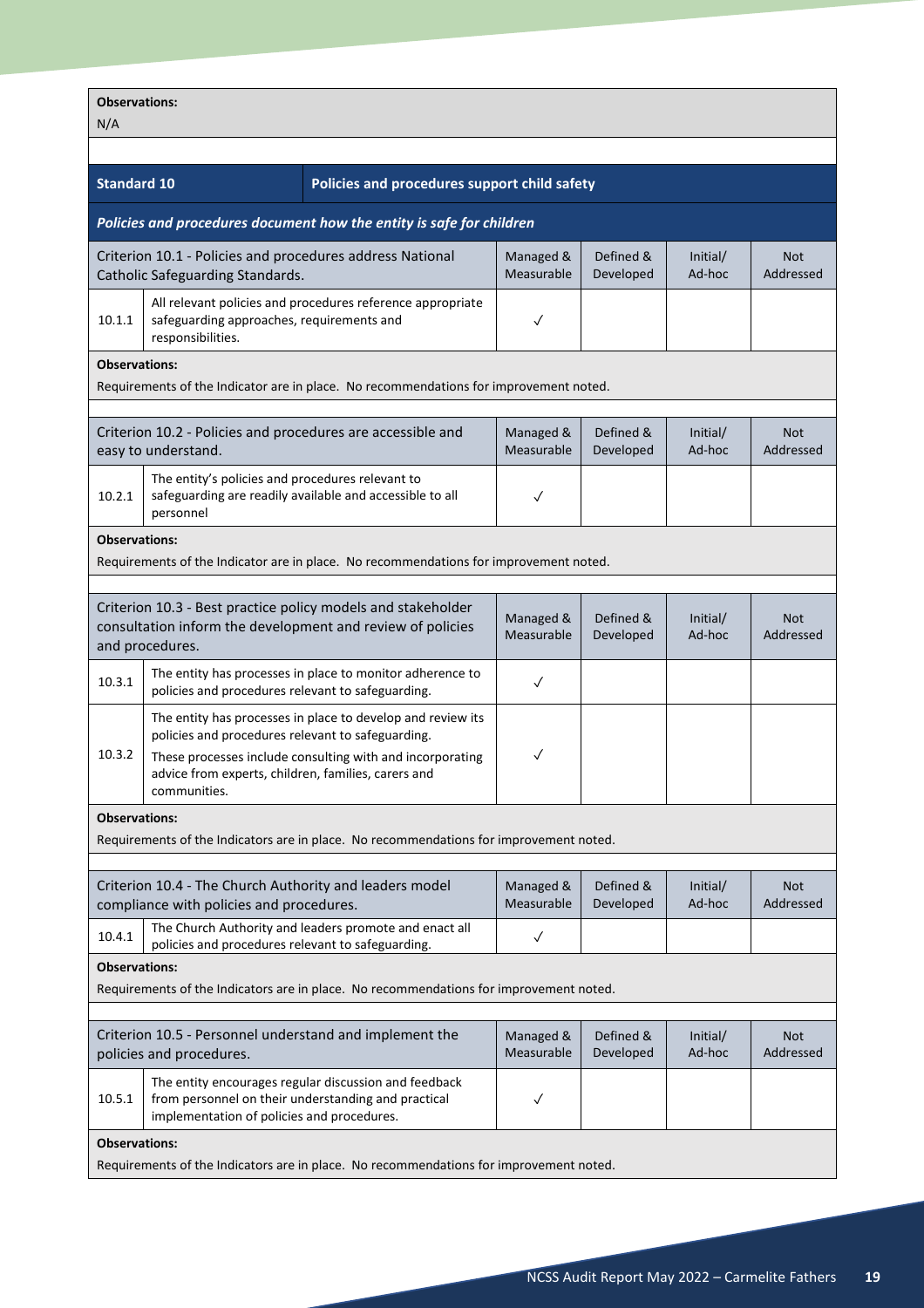**Observations:**

N/A

| **Standard 10** | **Policies and procedures support child safety** | | | | |
|---|---|---|---|---|---|
| ***Policies and procedures document how the entity is safe for children*** | | | | | |
| Criterion 10.1 - Policies and procedures address National Catholic Safeguarding Standards. | | Managed & Measurable | Defined & Developed | Initial/ Ad-hoc | Not Addressed |
| 10.1.1 | All relevant policies and procedures reference appropriate safeguarding approaches, requirements and responsibilities. | ✓ | | | |

**Observations:**

Requirements of the Indicator are in place. No recommendations for improvement noted.

| Criterion 10.2 - Policies and procedures are accessible and easy to understand. | | Managed & Measurable | Defined & Developed | Initial/ Ad-hoc | Not Addressed |
|---|---|---|---|---|---|
| 10.2.1 | The entity's policies and procedures relevant to safeguarding are readily available and accessible to all personnel | ✓ | | | |

**Observations:**

Requirements of the Indicator are in place. No recommendations for improvement noted.

| Criterion 10.3 - Best practice policy models and stakeholder consultation inform the development and review of policies and procedures. | | Managed & Measurable | Defined & Developed | Initial/ Ad-hoc | Not Addressed |
|---|---|---|---|---|---|
| 10.3.1 | The entity has processes in place to monitor adherence to policies and procedures relevant to safeguarding. | ✓ | | | |
| 10.3.2 | The entity has processes in place to develop and review its policies and procedures relevant to safeguarding. These processes include consulting with and incorporating advice from experts, children, families, carers and communities. | ✓ | | | |

**Observations:**

Requirements of the Indicators are in place. No recommendations for improvement noted.

| Criterion 10.4 - The Church Authority and leaders model compliance with policies and procedures. | | Managed & Measurable | Defined & Developed | Initial/ Ad-hoc | Not Addressed |
|---|---|---|---|---|---|
| 10.4.1 | The Church Authority and leaders promote and enact all policies and procedures relevant to safeguarding. | ✓ | | | |

**Observations:**

Requirements of the Indicators are in place. No recommendations for improvement noted.

| Criterion 10.5 - Personnel understand and implement the policies and procedures. | | Managed & Measurable | Defined & Developed | Initial/ Ad-hoc | Not Addressed |
|---|---|---|---|---|---|
| 10.5.1 | The entity encourages regular discussion and feedback from personnel on their understanding and practical implementation of policies and procedures. | ✓ | | | |

**Observations:**

Requirements of the Indicators are in place. No recommendations for improvement noted.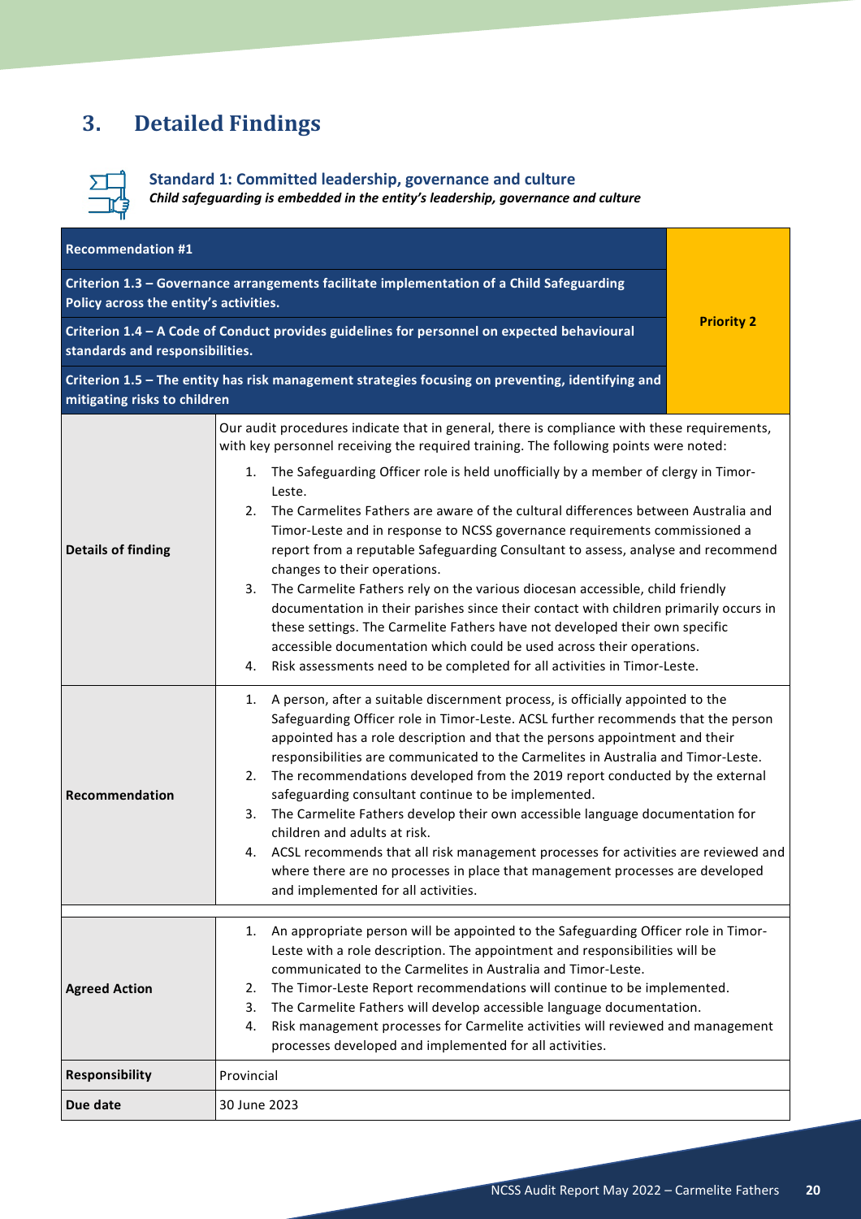# 3. Detailed Findings

### Standard 1: Committed leadership, governance and culture

***Child safeguarding is embedded in the entity's leadership, governance and culture***

| **Recommendation #1** | | |
|---|---|---|
| **Criterion 1.3 – Governance arrangements facilitate implementation of a Child Safeguarding Policy across the entity's activities.** | | **Priority 2** |
| **Criterion 1.4 – A Code of Conduct provides guidelines for personnel on expected behavioural standards and responsibilities.** | | |
| **Criterion 1.5 – The entity has risk management strategies focusing on preventing, identifying and mitigating risks to children** | | |
| **Details of finding** | Our audit procedures indicate that in general, there is compliance with these requirements, with key personnel receiving the required training. The following points were noted:<br>1. The Safeguarding Officer role is held unofficially by a member of clergy in Timor-Leste.<br>2. The Carmelites Fathers are aware of the cultural differences between Australia and Timor-Leste and in response to NCSS governance requirements commissioned a report from a reputable Safeguarding Consultant to assess, analyse and recommend changes to their operations.<br>3. The Carmelite Fathers rely on the various diocesan accessible, child friendly documentation in their parishes since their contact with children primarily occurs in these settings. The Carmelite Fathers have not developed their own specific accessible documentation which could be used across their operations.<br>4. Risk assessments need to be completed for all activities in Timor-Leste. | |
| **Recommendation** | 1. A person, after a suitable discernment process, is officially appointed to the Safeguarding Officer role in Timor-Leste. ACSL further recommends that the person appointed has a role description and that the persons appointment and their responsibilities are communicated to the Carmelites in Australia and Timor-Leste.<br>2. The recommendations developed from the 2019 report conducted by the external safeguarding consultant continue to be implemented.<br>3. The Carmelite Fathers develop their own accessible language documentation for children and adults at risk.<br>4. ACSL recommends that all risk management processes for activities are reviewed and where there are no processes in place that management processes are developed and implemented for all activities. | |
| **Agreed Action** | 1. An appropriate person will be appointed to the Safeguarding Officer role in Timor-Leste with a role description. The appointment and responsibilities will be communicated to the Carmelites in Australia and Timor-Leste.<br>2. The Timor-Leste Report recommendations will continue to be implemented.<br>3. The Carmelite Fathers will develop accessible language documentation.<br>4. Risk management processes for Carmelite activities will reviewed and management processes developed and implemented for all activities. | |
| **Responsibility** | Provincial | |
| **Due date** | 30 June 2023 | |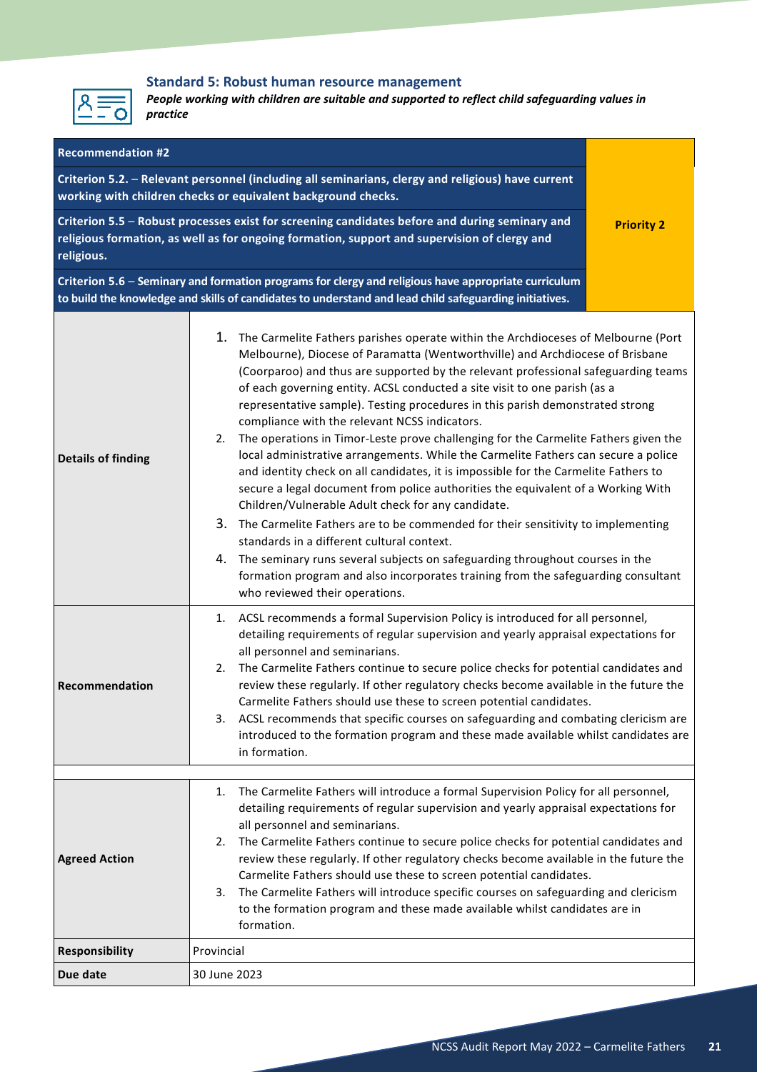### Standard 5: Robust human resource management

***People working with children are suitable and supported to reflect child safeguarding values in practice***

| **Recommendation #2** | | **Priority 2** |
|---|---|---|
| **Criterion 5.2. – Relevant personnel (including all seminarians, clergy and religious) have current working with children checks or equivalent background checks.** | | |
| **Criterion 5.5 – Robust processes exist for screening candidates before and during seminary and religious formation, as well as for ongoing formation, support and supervision of clergy and religious.** | | |
| **Criterion 5.6 – Seminary and formation programs for clergy and religious have appropriate curriculum to build the knowledge and skills of candidates to understand and lead child safeguarding initiatives.** | | |
| **Details of finding** | 1. The Carmelite Fathers parishes operate within the Archdioceses of Melbourne (Port Melbourne), Diocese of Paramatta (Wentworthville) and Archdiocese of Brisbane (Coorparoo) and thus are supported by the relevant professional safeguarding teams of each governing entity. ACSL conducted a site visit to one parish (as a representative sample). Testing procedures in this parish demonstrated strong compliance with the relevant NCSS indicators.<br>2. The operations in Timor-Leste prove challenging for the Carmelite Fathers given the local administrative arrangements. While the Carmelite Fathers can secure a police and identity check on all candidates, it is impossible for the Carmelite Fathers to secure a legal document from police authorities the equivalent of a Working With Children/Vulnerable Adult check for any candidate.<br>3. The Carmelite Fathers are to be commended for their sensitivity to implementing standards in a different cultural context.<br>4. The seminary runs several subjects on safeguarding throughout courses in the formation program and also incorporates training from the safeguarding consultant who reviewed their operations. | |
| **Recommendation** | 1. ACSL recommends a formal Supervision Policy is introduced for all personnel, detailing requirements of regular supervision and yearly appraisal expectations for all personnel and seminarians.<br>2. The Carmelite Fathers continue to secure police checks for potential candidates and review these regularly. If other regulatory checks become available in the future the Carmelite Fathers should use these to screen potential candidates.<br>3. ACSL recommends that specific courses on safeguarding and combating clericism are introduced to the formation program and these made available whilst candidates are in formation. | |
| **Agreed Action** | 1. The Carmelite Fathers will introduce a formal Supervision Policy for all personnel, detailing requirements of regular supervision and yearly appraisal expectations for all personnel and seminarians.<br>2. The Carmelite Fathers continue to secure police checks for potential candidates and review these regularly. If other regulatory checks become available in the future the Carmelite Fathers should use these to screen potential candidates.<br>3. The Carmelite Fathers will introduce specific courses on safeguarding and clericism to the formation program and these made available whilst candidates are in formation. | |
| **Responsibility** | Provincial | |
| **Due date** | 30 June 2023 | |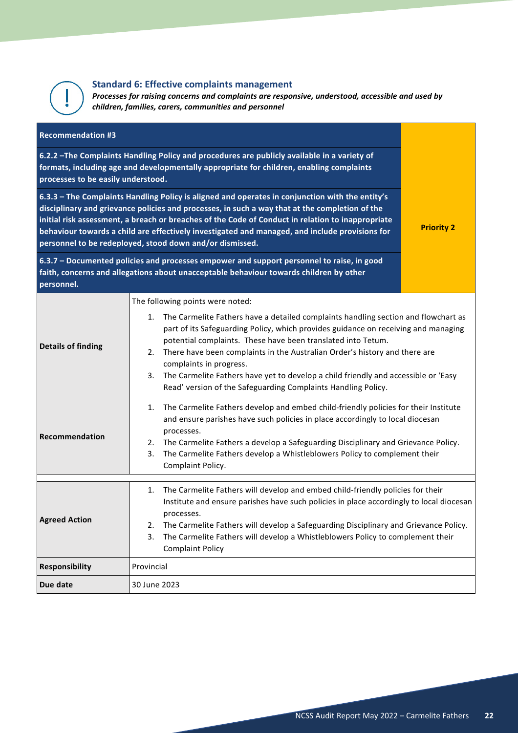### Standard 6: Effective complaints management

***Processes for raising concerns and complaints are responsive, understood, accessible and used by children, families, carers, communities and personnel***

| **Recommendation #3** | | |
|---|---|---|
| **6.2.2 –The Complaints Handling Policy and procedures are publicly available in a variety of formats, including age and developmentally appropriate for children, enabling complaints processes to be easily understood.** | | **Priority 2** |
| **6.3.3 – The Complaints Handling Policy is aligned and operates in conjunction with the entity's disciplinary and grievance policies and processes, in such a way that at the completion of the initial risk assessment, a breach or breaches of the Code of Conduct in relation to inappropriate behaviour towards a child are effectively investigated and managed, and include provisions for personnel to be redeployed, stood down and/or dismissed.** | | |
| **6.3.7 – Documented policies and processes empower and support personnel to raise, in good faith, concerns and allegations about unacceptable behaviour towards children by other personnel.** | | |
| **Details of finding** | The following points were noted:<br>1. The Carmelite Fathers have a detailed complaints handling section and flowchart as part of its Safeguarding Policy, which provides guidance on receiving and managing potential complaints. These have been translated into Tetum.<br>2. There have been complaints in the Australian Order's history and there are complaints in progress.<br>3. The Carmelite Fathers have yet to develop a child friendly and accessible or 'Easy Read' version of the Safeguarding Complaints Handling Policy. | |
| **Recommendation** | 1. The Carmelite Fathers develop and embed child-friendly policies for their Institute and ensure parishes have such policies in place accordingly to local diocesan processes.<br>2. The Carmelite Fathers a develop a Safeguarding Disciplinary and Grievance Policy.<br>3. The Carmelite Fathers develop a Whistleblowers Policy to complement their Complaint Policy. | |
| **Agreed Action** | 1. The Carmelite Fathers will develop and embed child-friendly policies for their Institute and ensure parishes have such policies in place accordingly to local diocesan processes.<br>2. The Carmelite Fathers will develop a Safeguarding Disciplinary and Grievance Policy.<br>3. The Carmelite Fathers will develop a Whistleblowers Policy to complement their Complaint Policy | |
| **Responsibility** | Provincial | |
| **Due date** | 30 June 2023 | |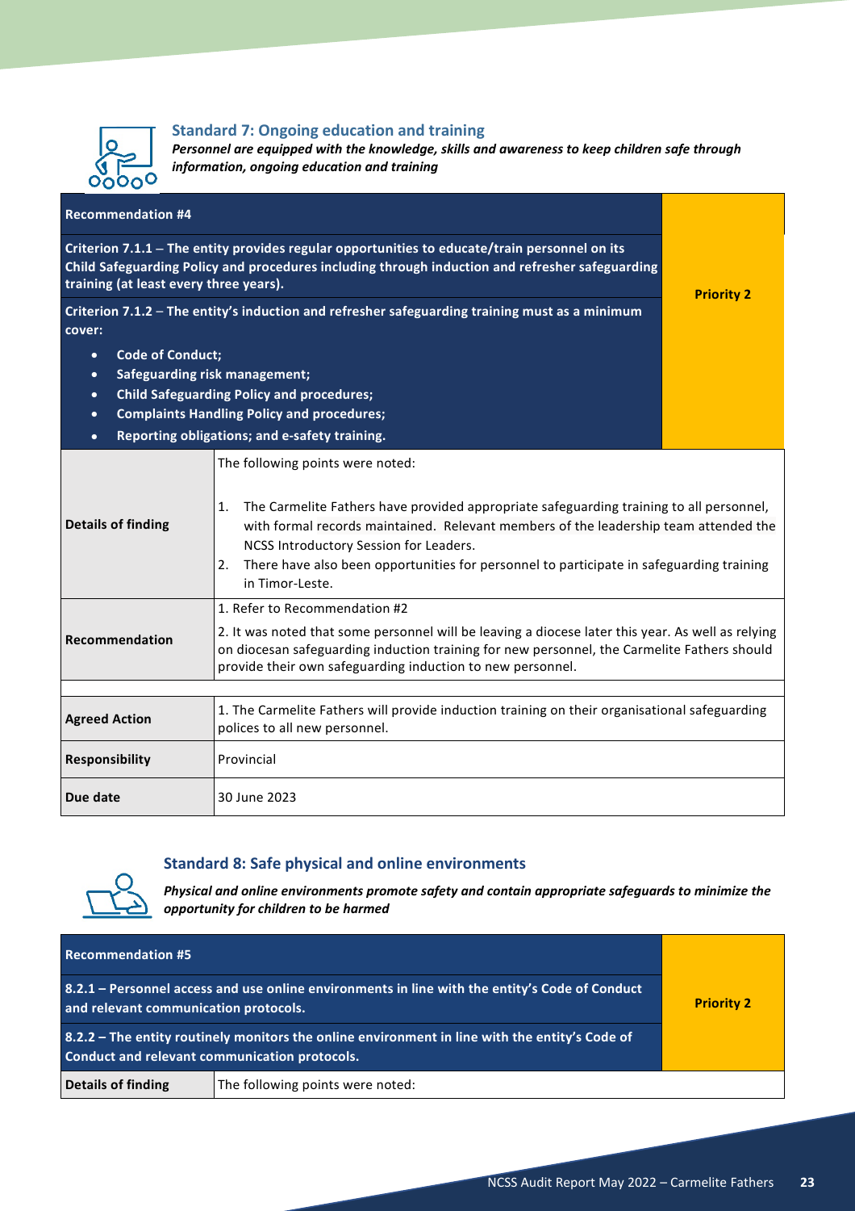## Standard 7: Ongoing education and training

***Personnel are equipped with the knowledge, skills and awareness to keep children safe through information, ongoing education and training***

| **Recommendation #4** | | **Priority 2** |
|---|---|---|
| **Criterion 7.1.1 – The entity provides regular opportunities to educate/train personnel on its Child Safeguarding Policy and procedures including through induction and refresher safeguarding training (at least every three years).** | | |
| **Criterion 7.1.2 – The entity's induction and refresher safeguarding training must as a minimum cover:**<br>• **Code of Conduct;**<br>• **Safeguarding risk management;**<br>• **Child Safeguarding Policy and procedures;**<br>• **Complaints Handling Policy and procedures;**<br>• **Reporting obligations; and e-safety training.** | | |
| **Details of finding** | The following points were noted:<br>1. The Carmelite Fathers have provided appropriate safeguarding training to all personnel, with formal records maintained. Relevant members of the leadership team attended the NCSS Introductory Session for Leaders.<br>2. There have also been opportunities for personnel to participate in safeguarding training in Timor-Leste. | |
| **Recommendation** | 1. Refer to Recommendation #2<br>2. It was noted that some personnel will be leaving a diocese later this year. As well as relying on diocesan safeguarding induction training for new personnel, the Carmelite Fathers should provide their own safeguarding induction to new personnel. | |
| **Agreed Action** | 1. The Carmelite Fathers will provide induction training on their organisational safeguarding polices to all new personnel. | |
| **Responsibility** | Provincial | |
| **Due date** | 30 June 2023 | |

## Standard 8: Safe physical and online environments

***Physical and online environments promote safety and contain appropriate safeguards to minimize the opportunity for children to be harmed***

| **Recommendation #5** | | **Priority 2** |
|---|---|---|
| **8.2.1 – Personnel access and use online environments in line with the entity's Code of Conduct and relevant communication protocols.** | | |
| **8.2.2 – The entity routinely monitors the online environment in line with the entity's Code of Conduct and relevant communication protocols.** | | |
| **Details of finding** | The following points were noted: | |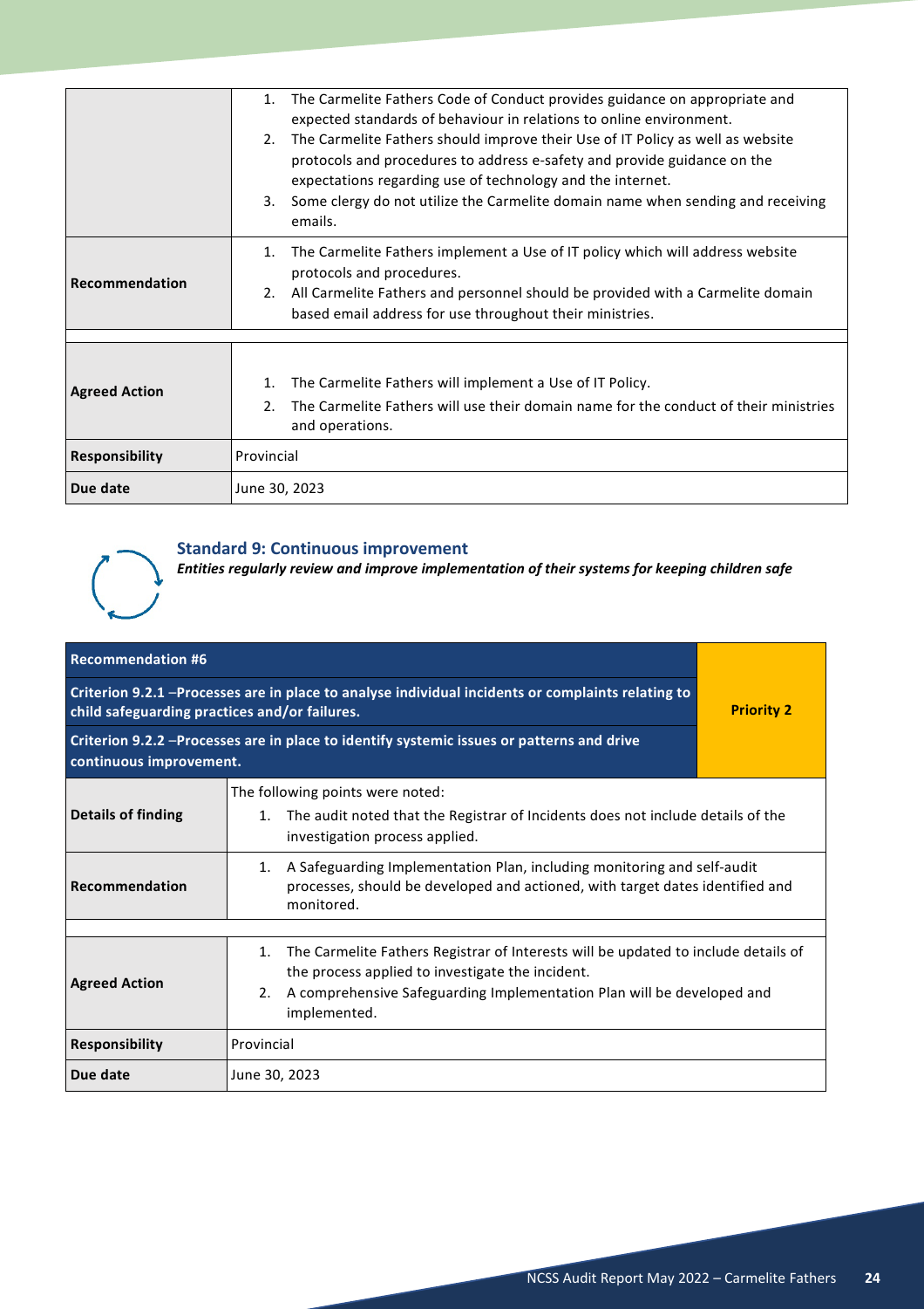| | |
|---|---|
| | 1. The Carmelite Fathers Code of Conduct provides guidance on appropriate and expected standards of behaviour in relations to online environment.<br>2. The Carmelite Fathers should improve their Use of IT Policy as well as website protocols and procedures to address e-safety and provide guidance on the expectations regarding use of technology and the internet.<br>3. Some clergy do not utilize the Carmelite domain name when sending and receiving emails. |
| **Recommendation** | 1. The Carmelite Fathers implement a Use of IT policy which will address website protocols and procedures.<br>2. All Carmelite Fathers and personnel should be provided with a Carmelite domain based email address for use throughout their ministries. |
| **Agreed Action** | 1. The Carmelite Fathers will implement a Use of IT Policy.<br>2. The Carmelite Fathers will use their domain name for the conduct of their ministries and operations. |
| **Responsibility** | Provincial |
| **Due date** | June 30, 2023 |

## Standard 9: Continuous improvement

***Entities regularly review and improve implementation of their systems for keeping children safe***

| **Recommendation #6** | | **Priority 2** |
|---|---|---|
| **Criterion 9.2.1 –Processes are in place to analyse individual incidents or complaints relating to child safeguarding practices and/or failures.** | | |
| **Criterion 9.2.2 –Processes are in place to identify systemic issues or patterns and drive continuous improvement.** | | |
| **Details of finding** | The following points were noted:<br>1. The audit noted that the Registrar of Incidents does not include details of the investigation process applied. | |
| **Recommendation** | 1. A Safeguarding Implementation Plan, including monitoring and self-audit processes, should be developed and actioned, with target dates identified and monitored. | |
| **Agreed Action** | 1. The Carmelite Fathers Registrar of Interests will be updated to include details of the process applied to investigate the incident.<br>2. A comprehensive Safeguarding Implementation Plan will be developed and implemented. | |
| **Responsibility** | Provincial | |
| **Due date** | June 30, 2023 | |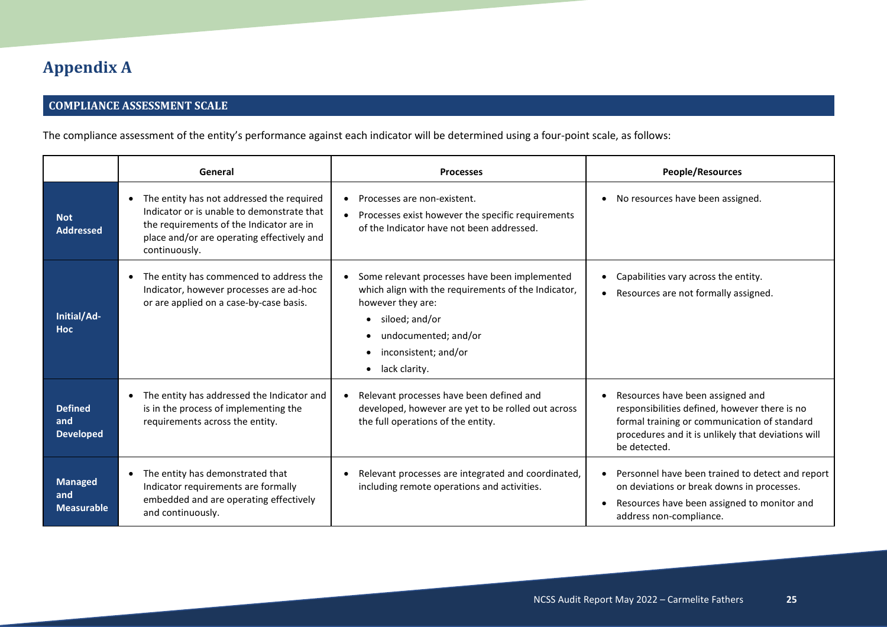# Appendix A

## COMPLIANCE ASSESSMENT SCALE

The compliance assessment of the entity's performance against each indicator will be determined using a four-point scale, as follows:

| | General | Processes | People/Resources |
|---|---|---|---|
| **Not Addressed** | • The entity has not addressed the required Indicator or is unable to demonstrate that the requirements of the Indicator are in place and/or are operating effectively and continuously. | • Processes are non-existent.<br>• Processes exist however the specific requirements of the Indicator have not been addressed. | • No resources have been assigned. |
| **Initial/Ad-Hoc** | • The entity has commenced to address the Indicator, however processes are ad-hoc or are applied on a case-by-case basis. | • Some relevant processes have been implemented which align with the requirements of the Indicator, however they are:<br>• siloed; and/or<br>• undocumented; and/or<br>• inconsistent; and/or<br>• lack clarity. | • Capabilities vary across the entity.<br>• Resources are not formally assigned. |
| **Defined and Developed** | • The entity has addressed the Indicator and is in the process of implementing the requirements across the entity. | • Relevant processes have been defined and developed, however are yet to be rolled out across the full operations of the entity. | • Resources have been assigned and responsibilities defined, however there is no formal training or communication of standard procedures and it is unlikely that deviations will be detected. |
| **Managed and Measurable** | • The entity has demonstrated that Indicator requirements are formally embedded and are operating effectively and continuously. | • Relevant processes are integrated and coordinated, including remote operations and activities. | • Personnel have been trained to detect and report on deviations or break downs in processes.<br>• Resources have been assigned to monitor and address non-compliance. |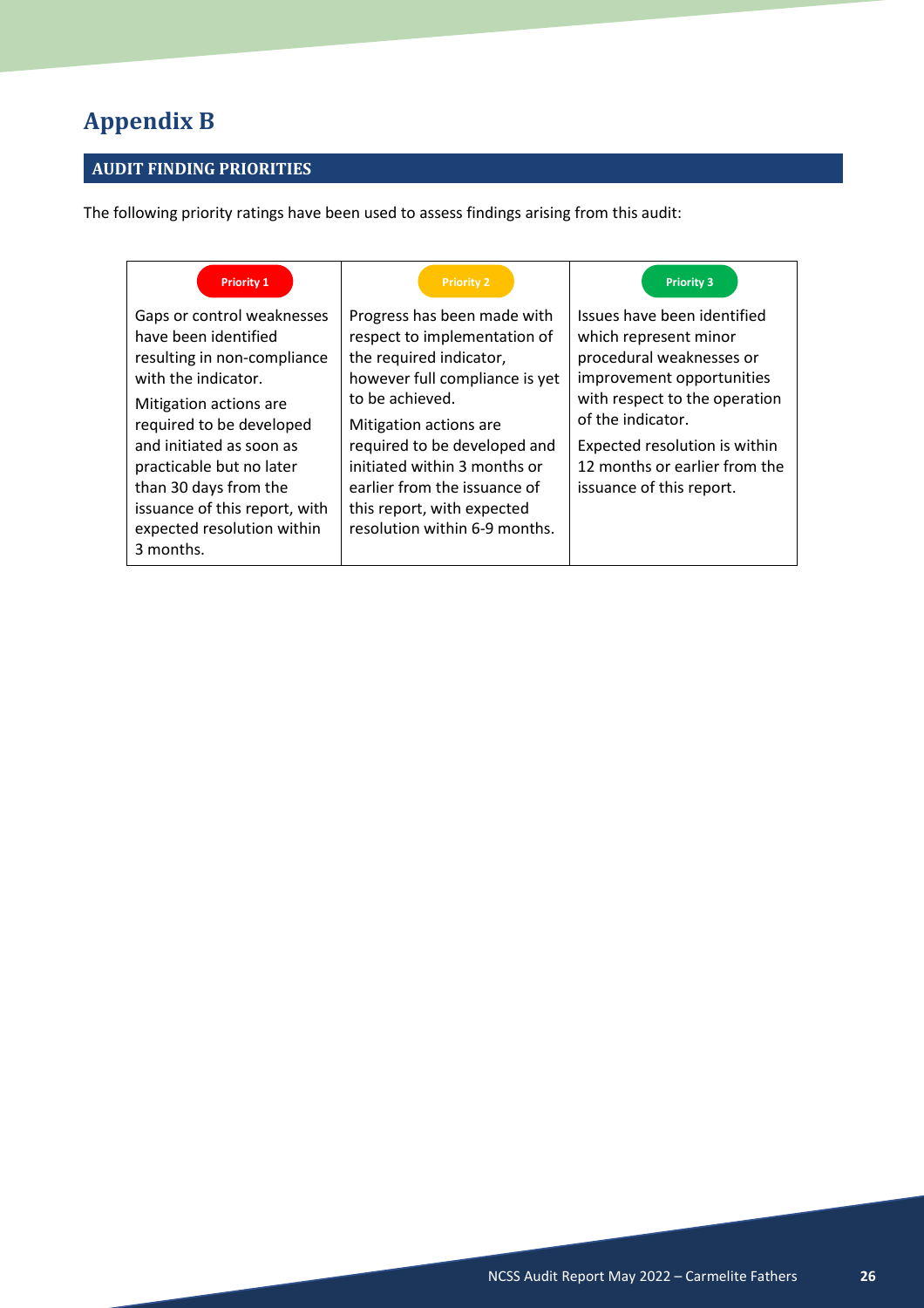# Appendix B

## AUDIT FINDING PRIORITIES

The following priority ratings have been used to assess findings arising from this audit:

| Priority 1 | Priority 2 | Priority 3 |
| --- | --- | --- |
| Gaps or control weaknesses have been identified resulting in non-compliance with the indicator.<br><br>Mitigation actions are required to be developed and initiated as soon as practicable but no later than 30 days from the issuance of this report, with expected resolution within 3 months. | Progress has been made with respect to implementation of the required indicator, however full compliance is yet to be achieved.<br><br>Mitigation actions are required to be developed and initiated within 3 months or earlier from the issuance of this report, with expected resolution within 6-9 months. | Issues have been identified which represent minor procedural weaknesses or improvement opportunities with respect to the operation of the indicator.<br><br>Expected resolution is within 12 months or earlier from the issuance of this report. |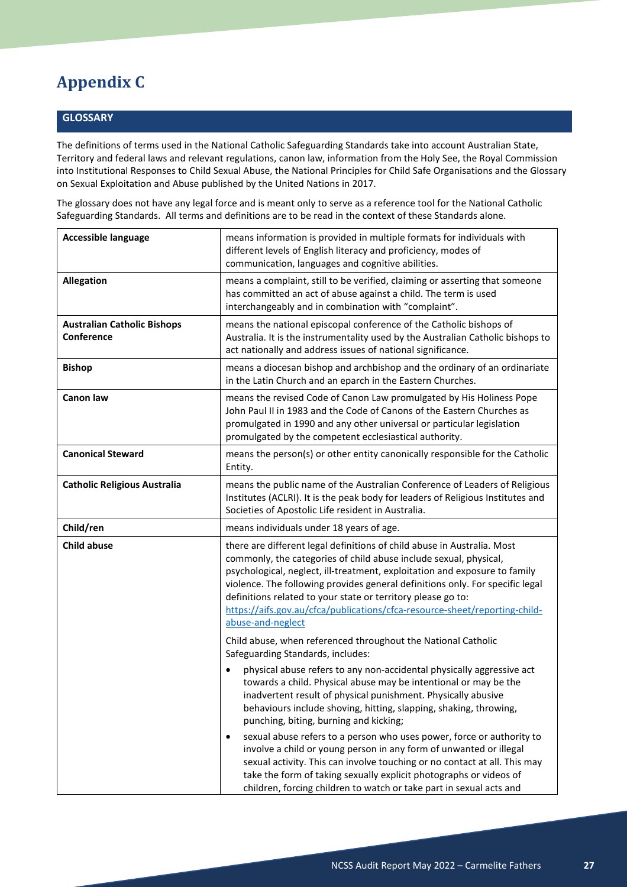# Appendix C

## GLOSSARY

The definitions of terms used in the National Catholic Safeguarding Standards take into account Australian State, Territory and federal laws and relevant regulations, canon law, information from the Holy See, the Royal Commission into Institutional Responses to Child Sexual Abuse, the National Principles for Child Safe Organisations and the Glossary on Sexual Exploitation and Abuse published by the United Nations in 2017.

The glossary does not have any legal force and is meant only to serve as a reference tool for the National Catholic Safeguarding Standards. All terms and definitions are to be read in the context of these Standards alone.

| Term | Definition |
|---|---|
| **Accessible language** | means information is provided in multiple formats for individuals with different levels of English literacy and proficiency, modes of communication, languages and cognitive abilities. |
| **Allegation** | means a complaint, still to be verified, claiming or asserting that someone has committed an act of abuse against a child. The term is used interchangeably and in combination with "complaint". |
| **Australian Catholic Bishops Conference** | means the national episcopal conference of the Catholic bishops of Australia. It is the instrumentality used by the Australian Catholic bishops to act nationally and address issues of national significance. |
| **Bishop** | means a diocesan bishop and archbishop and the ordinary of an ordinariate in the Latin Church and an eparch in the Eastern Churches. |
| **Canon law** | means the revised Code of Canon Law promulgated by His Holiness Pope John Paul II in 1983 and the Code of Canons of the Eastern Churches as promulgated in 1990 and any other universal or particular legislation promulgated by the competent ecclesiastical authority. |
| **Canonical Steward** | means the person(s) or other entity canonically responsible for the Catholic Entity. |
| **Catholic Religious Australia** | means the public name of the Australian Conference of Leaders of Religious Institutes (ACLRI). It is the peak body for leaders of Religious Institutes and Societies of Apostolic Life resident in Australia. |
| **Child/ren** | means individuals under 18 years of age. |
| **Child abuse** | there are different legal definitions of child abuse in Australia. Most commonly, the categories of child abuse include sexual, physical, psychological, neglect, ill-treatment, exploitation and exposure to family violence. The following provides general definitions only. For specific legal definitions related to your state or territory please go to: https://aifs.gov.au/cfca/publications/cfca-resource-sheet/reporting-child-abuse-and-neglect<br><br>Child abuse, when referenced throughout the National Catholic Safeguarding Standards, includes:<br><br>• physical abuse refers to any non-accidental physically aggressive act towards a child. Physical abuse may be intentional or may be the inadvertent result of physical punishment. Physically abusive behaviours include shoving, hitting, slapping, shaking, throwing, punching, biting, burning and kicking;<br><br>• sexual abuse refers to a person who uses power, force or authority to involve a child or young person in any form of unwanted or illegal sexual activity. This can involve touching or no contact at all. This may take the form of taking sexually explicit photographs or videos of children, forcing children to watch or take part in sexual acts and |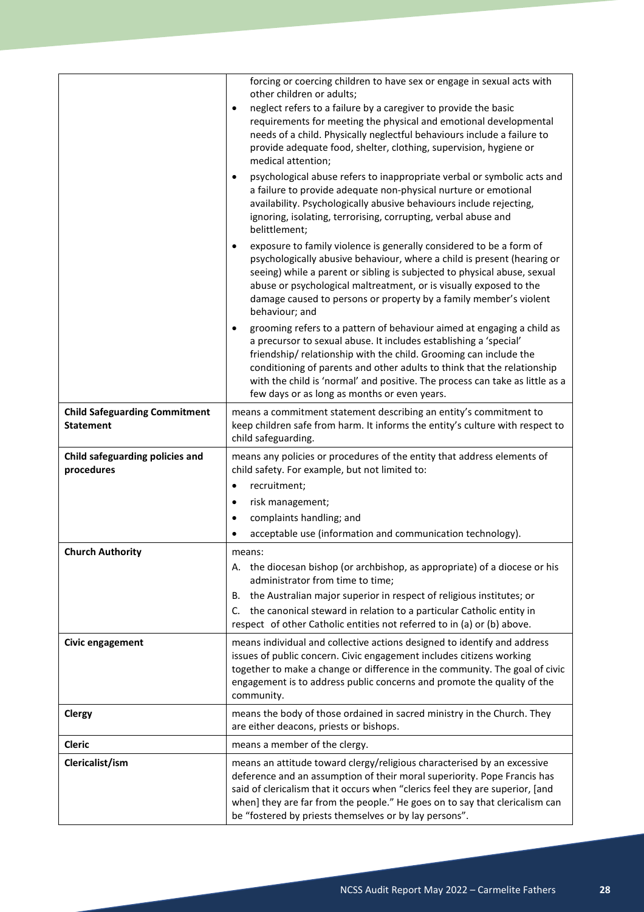| | |
|---|---|
| | forcing or coercing children to have sex or engage in sexual acts with other children or adults;<br>• neglect refers to a failure by a caregiver to provide the basic requirements for meeting the physical and emotional developmental needs of a child. Physically neglectful behaviours include a failure to provide adequate food, shelter, clothing, supervision, hygiene or medical attention;<br>• psychological abuse refers to inappropriate verbal or symbolic acts and a failure to provide adequate non-physical nurture or emotional availability. Psychologically abusive behaviours include rejecting, ignoring, isolating, terrorising, corrupting, verbal abuse and belittlement;<br>• exposure to family violence is generally considered to be a form of psychologically abusive behaviour, where a child is present (hearing or seeing) while a parent or sibling is subjected to physical abuse, sexual abuse or psychological maltreatment, or is visually exposed to the damage caused to persons or property by a family member's violent behaviour; and<br>• grooming refers to a pattern of behaviour aimed at engaging a child as a precursor to sexual abuse. It includes establishing a 'special' friendship/ relationship with the child. Grooming can include the conditioning of parents and other adults to think that the relationship with the child is 'normal' and positive. The process can take as little as a few days or as long as months or even years. |
| **Child Safeguarding Commitment Statement** | means a commitment statement describing an entity's commitment to keep children safe from harm. It informs the entity's culture with respect to child safeguarding. |
| **Child safeguarding policies and procedures** | means any policies or procedures of the entity that address elements of child safety. For example, but not limited to:<br>• recruitment;<br>• risk management;<br>• complaints handling; and<br>• acceptable use (information and communication technology). |
| **Church Authority** | means:<br>A. the diocesan bishop (or archbishop, as appropriate) of a diocese or his administrator from time to time;<br>B. the Australian major superior in respect of religious institutes; or<br>C. the canonical steward in relation to a particular Catholic entity in respect of other Catholic entities not referred to in (a) or (b) above. |
| **Civic engagement** | means individual and collective actions designed to identify and address issues of public concern. Civic engagement includes citizens working together to make a change or difference in the community. The goal of civic engagement is to address public concerns and promote the quality of the community. |
| **Clergy** | means the body of those ordained in sacred ministry in the Church. They are either deacons, priests or bishops. |
| **Cleric** | means a member of the clergy. |
| **Clericalist/ism** | means an attitude toward clergy/religious characterised by an excessive deference and an assumption of their moral superiority. Pope Francis has said of clericalism that it occurs when "clerics feel they are superior, [and when] they are far from the people." He goes on to say that clericalism can be "fostered by priests themselves or by lay persons". |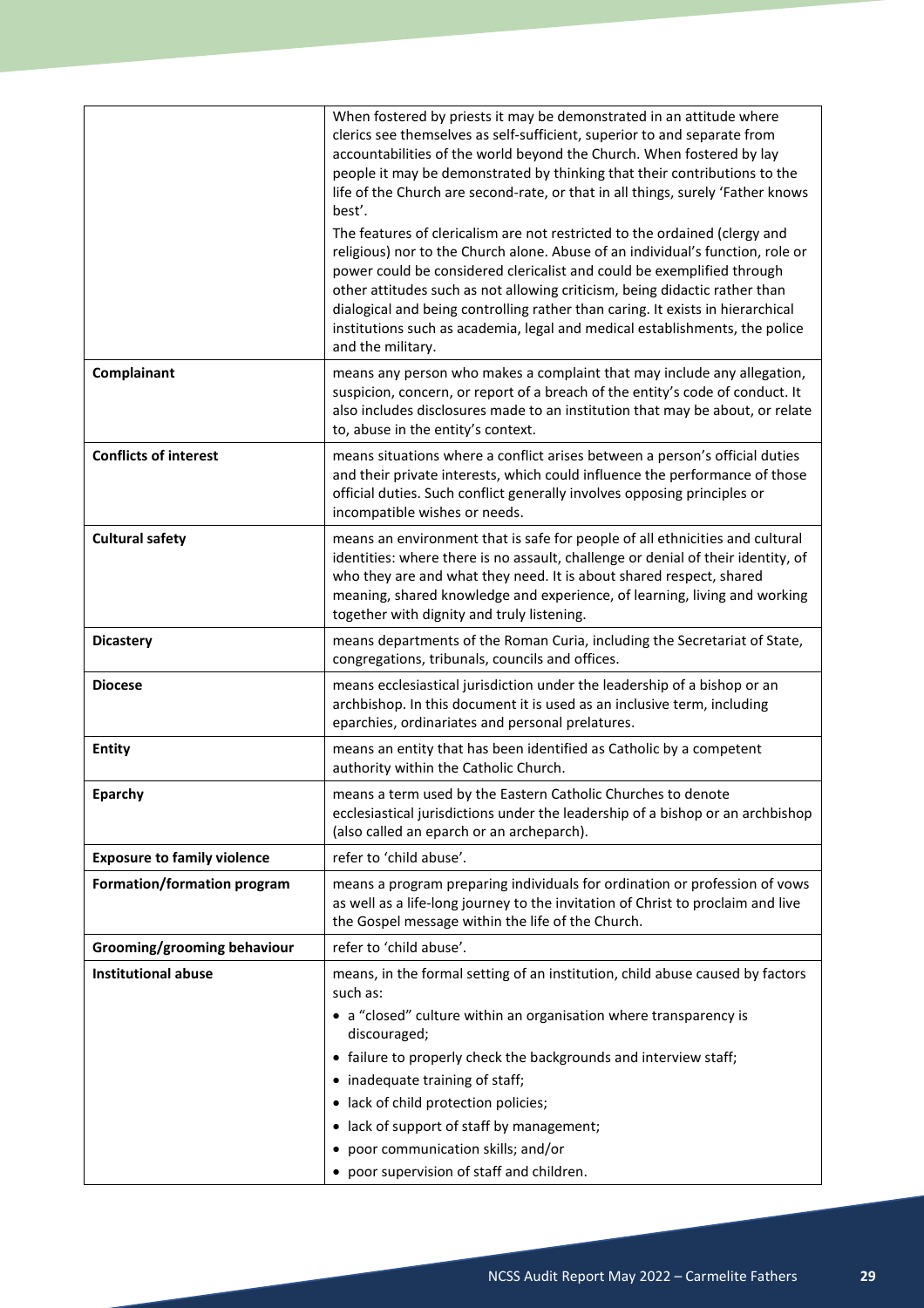| | |
|---|---|
| | When fostered by priests it may be demonstrated in an attitude where clerics see themselves as self-sufficient, superior to and separate from accountabilities of the world beyond the Church. When fostered by lay people it may be demonstrated by thinking that their contributions to the life of the Church are second-rate, or that in all things, surely 'Father knows best'.<br>The features of clericalism are not restricted to the ordained (clergy and religious) nor to the Church alone. Abuse of an individual's function, role or power could be considered clericalist and could be exemplified through other attitudes such as not allowing criticism, being didactic rather than dialogical and being controlling rather than caring. It exists in hierarchical institutions such as academia, legal and medical establishments, the police and the military. |
| **Complainant** | means any person who makes a complaint that may include any allegation, suspicion, concern, or report of a breach of the entity's code of conduct. It also includes disclosures made to an institution that may be about, or relate to, abuse in the entity's context. |
| **Conflicts of interest** | means situations where a conflict arises between a person's official duties and their private interests, which could influence the performance of those official duties. Such conflict generally involves opposing principles or incompatible wishes or needs. |
| **Cultural safety** | means an environment that is safe for people of all ethnicities and cultural identities: where there is no assault, challenge or denial of their identity, of who they are and what they need. It is about shared respect, shared meaning, shared knowledge and experience, of learning, living and working together with dignity and truly listening. |
| **Dicastery** | means departments of the Roman Curia, including the Secretariat of State, congregations, tribunals, councils and offices. |
| **Diocese** | means ecclesiastical jurisdiction under the leadership of a bishop or an archbishop. In this document it is used as an inclusive term, including eparchies, ordinariates and personal prelatures. |
| **Entity** | means an entity that has been identified as Catholic by a competent authority within the Catholic Church. |
| **Eparchy** | means a term used by the Eastern Catholic Churches to denote ecclesiastical jurisdictions under the leadership of a bishop or an archbishop (also called an eparch or an archeparch). |
| **Exposure to family violence** | refer to 'child abuse'. |
| **Formation/formation program** | means a program preparing individuals for ordination or profession of vows as well as a life-long journey to the invitation of Christ to proclaim and live the Gospel message within the life of the Church. |
| **Grooming/grooming behaviour** | refer to 'child abuse'. |
| **Institutional abuse** | means, in the formal setting of an institution, child abuse caused by factors such as:<br>• a "closed" culture within an organisation where transparency is discouraged;<br>• failure to properly check the backgrounds and interview staff;<br>• inadequate training of staff;<br>• lack of child protection policies;<br>• lack of support of staff by management;<br>• poor communication skills; and/or<br>• poor supervision of staff and children. |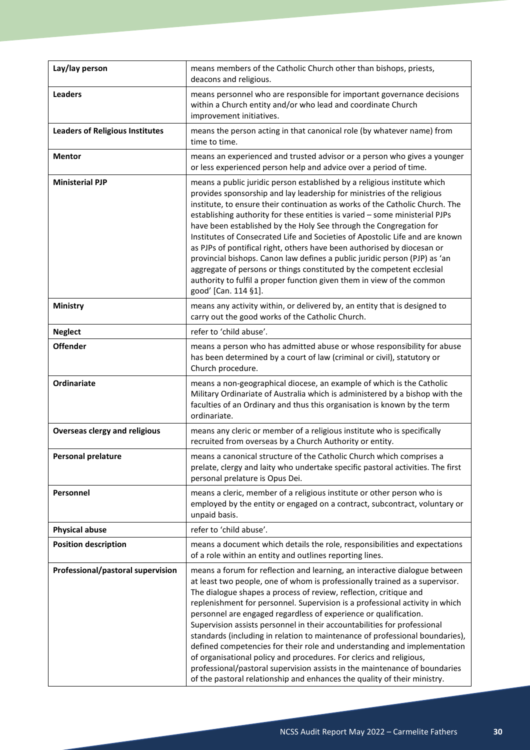| | |
|---|---|
| **Lay/lay person** | means members of the Catholic Church other than bishops, priests, deacons and religious. |
| **Leaders** | means personnel who are responsible for important governance decisions within a Church entity and/or who lead and coordinate Church improvement initiatives. |
| **Leaders of Religious Institutes** | means the person acting in that canonical role (by whatever name) from time to time. |
| **Mentor** | means an experienced and trusted advisor or a person who gives a younger or less experienced person help and advice over a period of time. |
| **Ministerial PJP** | means a public juridic person established by a religious institute which provides sponsorship and lay leadership for ministries of the religious institute, to ensure their continuation as works of the Catholic Church. The establishing authority for these entities is varied – some ministerial PJPs have been established by the Holy See through the Congregation for Institutes of Consecrated Life and Societies of Apostolic Life and are known as PJPs of pontifical right, others have been authorised by diocesan or provincial bishops. Canon law defines a public juridic person (PJP) as 'an aggregate of persons or things constituted by the competent ecclesial authority to fulfil a proper function given them in view of the common good' [Can. 114 §1]. |
| **Ministry** | means any activity within, or delivered by, an entity that is designed to carry out the good works of the Catholic Church. |
| **Neglect** | refer to 'child abuse'. |
| **Offender** | means a person who has admitted abuse or whose responsibility for abuse has been determined by a court of law (criminal or civil), statutory or Church procedure. |
| **Ordinariate** | means a non-geographical diocese, an example of which is the Catholic Military Ordinariate of Australia which is administered by a bishop with the faculties of an Ordinary and thus this organisation is known by the term ordinariate. |
| **Overseas clergy and religious** | means any cleric or member of a religious institute who is specifically recruited from overseas by a Church Authority or entity. |
| **Personal prelature** | means a canonical structure of the Catholic Church which comprises a prelate, clergy and laity who undertake specific pastoral activities. The first personal prelature is Opus Dei. |
| **Personnel** | means a cleric, member of a religious institute or other person who is employed by the entity or engaged on a contract, subcontract, voluntary or unpaid basis. |
| **Physical abuse** | refer to 'child abuse'. |
| **Position description** | means a document which details the role, responsibilities and expectations of a role within an entity and outlines reporting lines. |
| **Professional/pastoral supervision** | means a forum for reflection and learning, an interactive dialogue between at least two people, one of whom is professionally trained as a supervisor. The dialogue shapes a process of review, reflection, critique and replenishment for personnel. Supervision is a professional activity in which personnel are engaged regardless of experience or qualification. Supervision assists personnel in their accountabilities for professional standards (including in relation to maintenance of professional boundaries), defined competencies for their role and understanding and implementation of organisational policy and procedures. For clerics and religious, professional/pastoral supervision assists in the maintenance of boundaries of the pastoral relationship and enhances the quality of their ministry. |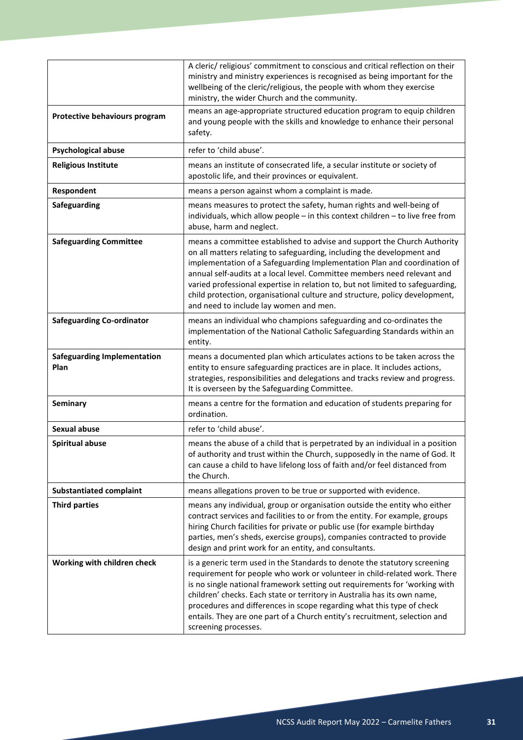| | |
|---|---|
| | A cleric/ religious' commitment to conscious and critical reflection on their ministry and ministry experiences is recognised as being important for the wellbeing of the cleric/religious, the people with whom they exercise ministry, the wider Church and the community. |
| **Protective behaviours program** | means an age-appropriate structured education program to equip children and young people with the skills and knowledge to enhance their personal safety. |
| **Psychological abuse** | refer to 'child abuse'. |
| **Religious Institute** | means an institute of consecrated life, a secular institute or society of apostolic life, and their provinces or equivalent. |
| **Respondent** | means a person against whom a complaint is made. |
| **Safeguarding** | means measures to protect the safety, human rights and well-being of individuals, which allow people – in this context children – to live free from abuse, harm and neglect. |
| **Safeguarding Committee** | means a committee established to advise and support the Church Authority on all matters relating to safeguarding, including the development and implementation of a Safeguarding Implementation Plan and coordination of annual self-audits at a local level. Committee members need relevant and varied professional expertise in relation to, but not limited to safeguarding, child protection, organisational culture and structure, policy development, and need to include lay women and men. |
| **Safeguarding Co-ordinator** | means an individual who champions safeguarding and co-ordinates the implementation of the National Catholic Safeguarding Standards within an entity. |
| **Safeguarding Implementation Plan** | means a documented plan which articulates actions to be taken across the entity to ensure safeguarding practices are in place. It includes actions, strategies, responsibilities and delegations and tracks review and progress. It is overseen by the Safeguarding Committee. |
| **Seminary** | means a centre for the formation and education of students preparing for ordination. |
| **Sexual abuse** | refer to 'child abuse'. |
| **Spiritual abuse** | means the abuse of a child that is perpetrated by an individual in a position of authority and trust within the Church, supposedly in the name of God. It can cause a child to have lifelong loss of faith and/or feel distanced from the Church. |
| **Substantiated complaint** | means allegations proven to be true or supported with evidence. |
| **Third parties** | means any individual, group or organisation outside the entity who either contract services and facilities to or from the entity. For example, groups hiring Church facilities for private or public use (for example birthday parties, men's sheds, exercise groups), companies contracted to provide design and print work for an entity, and consultants. |
| **Working with children check** | is a generic term used in the Standards to denote the statutory screening requirement for people who work or volunteer in child-related work. There is no single national framework setting out requirements for 'working with children' checks. Each state or territory in Australia has its own name, procedures and differences in scope regarding what this type of check entails. They are one part of a Church entity's recruitment, selection and screening processes. |